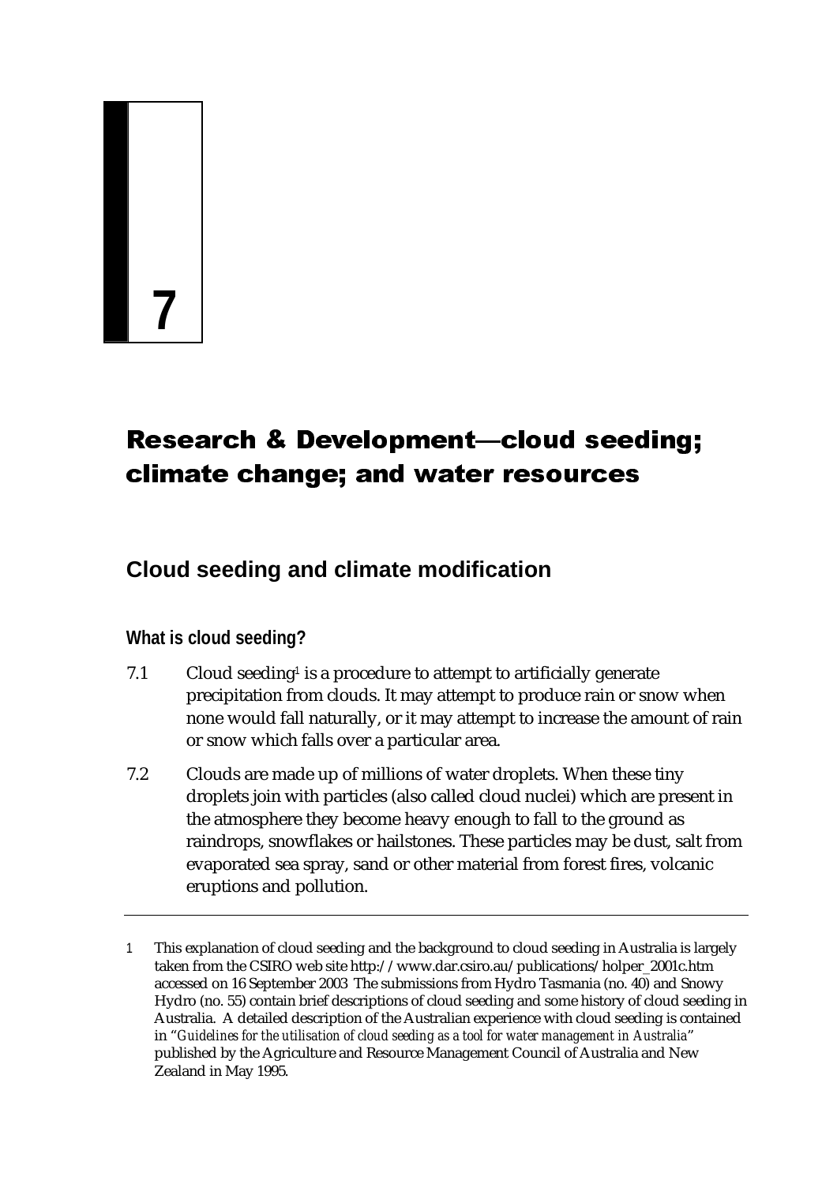# 7

# Research & Development—cloud seeding; climate change; and water resources

## Cloud seeding and climate modification

### What is cloud seeding?

7.1 Cloud seeding[1] is a procedure to attempt to artificially generate precipitation from clouds. It may attempt to produce rain or snow when none would fall naturally, or it may attempt to increase the amount of rain or snow which falls over a particular area.

7.2 Clouds are made up of millions of water droplets. When these tiny droplets join with particles (also called cloud nuclei) which are present in the atmosphere they become heavy enough to fall to the ground as raindrops, snowflakes or hailstones. These particles may be dust, salt from evaporated sea spray, sand or other material from forest fires, volcanic eruptions and pollution.

---

1 This explanation of cloud seeding and the background to cloud seeding in Australia is largely taken from the CSIRO web site http://www.dar.csiro.au/publications/holper_2001c.htm accessed on 16 September 2003 The submissions from Hydro Tasmania (no. 40) and Snowy Hydro (no. 55) contain brief descriptions of cloud seeding and some history of cloud seeding in Australia. A detailed description of the Australian experience with cloud seeding is contained in "*Guidelines for the utilisation of cloud seeding as a tool for water management in Australia*" published by the Agriculture and Resource Management Council of Australia and New Zealand in May 1995.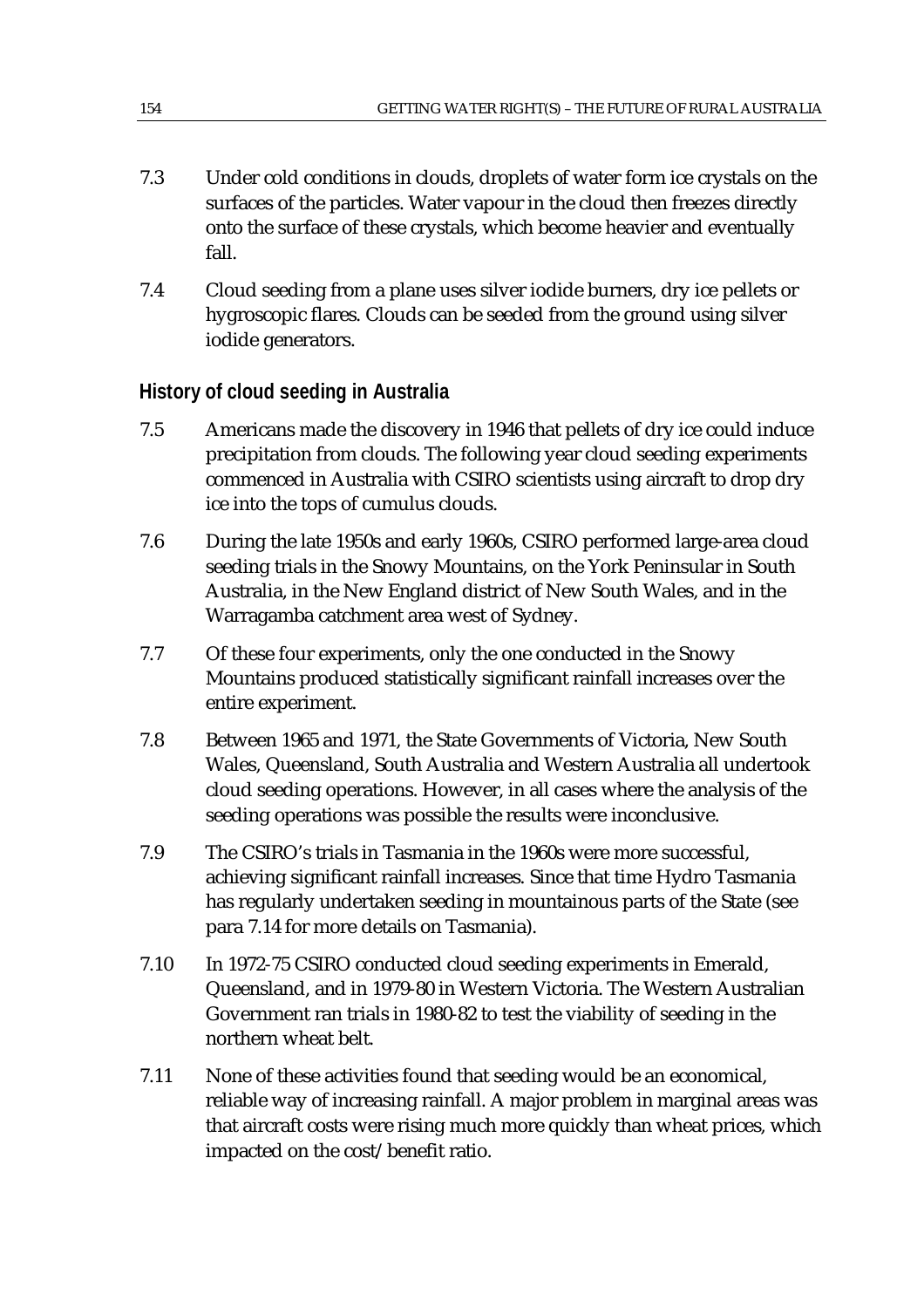7.3 Under cold conditions in clouds, droplets of water form ice crystals on the surfaces of the particles. Water vapour in the cloud then freezes directly onto the surface of these crystals, which become heavier and eventually fall.

7.4 Cloud seeding from a plane uses silver iodide burners, dry ice pellets or hygroscopic flares. Clouds can be seeded from the ground using silver iodide generators.

## History of cloud seeding in Australia

7.5 Americans made the discovery in 1946 that pellets of dry ice could induce precipitation from clouds. The following year cloud seeding experiments commenced in Australia with CSIRO scientists using aircraft to drop dry ice into the tops of cumulus clouds.

7.6 During the late 1950s and early 1960s, CSIRO performed large-area cloud seeding trials in the Snowy Mountains, on the York Peninsular in South Australia, in the New England district of New South Wales, and in the Warragamba catchment area west of Sydney.

7.7 Of these four experiments, only the one conducted in the Snowy Mountains produced statistically significant rainfall increases over the entire experiment.

7.8 Between 1965 and 1971, the State Governments of Victoria, New South Wales, Queensland, South Australia and Western Australia all undertook cloud seeding operations. However, in all cases where the analysis of the seeding operations was possible the results were inconclusive.

7.9 The CSIRO's trials in Tasmania in the 1960s were more successful, achieving significant rainfall increases. Since that time Hydro Tasmania has regularly undertaken seeding in mountainous parts of the State (see para 7.14 for more details on Tasmania).

7.10 In 1972-75 CSIRO conducted cloud seeding experiments in Emerald, Queensland, and in 1979-80 in Western Victoria. The Western Australian Government ran trials in 1980-82 to test the viability of seeding in the northern wheat belt.

7.11 None of these activities found that seeding would be an economical, reliable way of increasing rainfall. A major problem in marginal areas was that aircraft costs were rising much more quickly than wheat prices, which impacted on the cost/benefit ratio.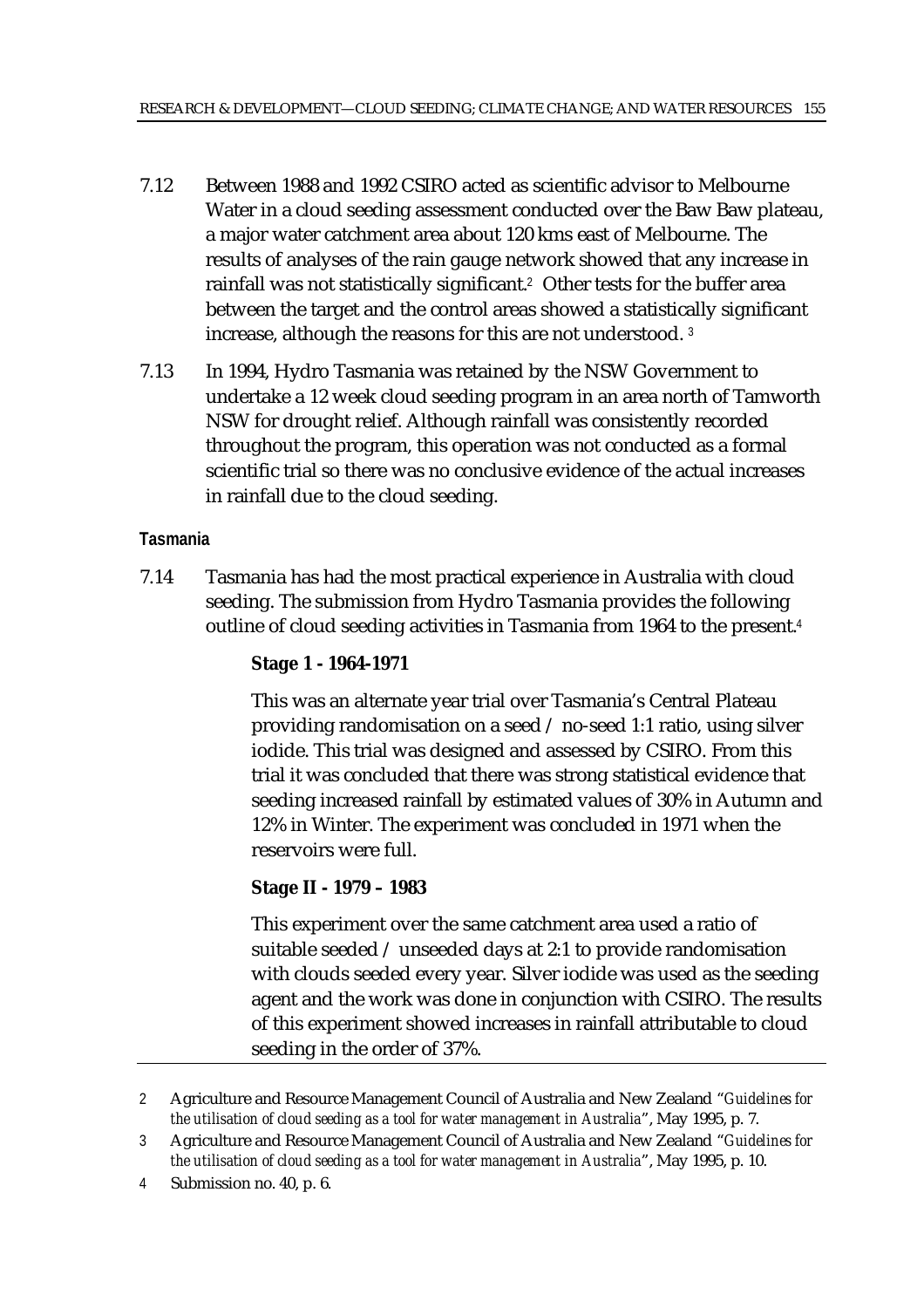7.12 Between 1988 and 1992 CSIRO acted as scientific advisor to Melbourne Water in a cloud seeding assessment conducted over the Baw Baw plateau, a major water catchment area about 120 kms east of Melbourne. The results of analyses of the rain gauge network showed that any increase in rainfall was not statistically significant.[2] Other tests for the buffer area between the target and the control areas showed a statistically significant increase, although the reasons for this are not understood. [3]

7.13 In 1994, Hydro Tasmania was retained by the NSW Government to undertake a 12 week cloud seeding program in an area north of Tamworth NSW for drought relief. Although rainfall was consistently recorded throughout the program, this operation was not conducted as a formal scientific trial so there was no conclusive evidence of the actual increases in rainfall due to the cloud seeding.

#### Tasmania

7.14 Tasmania has had the most practical experience in Australia with cloud seeding. The submission from Hydro Tasmania provides the following outline of cloud seeding activities in Tasmania from 1964 to the present.[4]

> **Stage 1 - 1964-1971**
>
> This was an alternate year trial over Tasmania's Central Plateau providing randomisation on a seed / no-seed 1:1 ratio, using silver iodide. This trial was designed and assessed by CSIRO. From this trial it was concluded that there was strong statistical evidence that seeding increased rainfall by estimated values of 30% in Autumn and 12% in Winter. The experiment was concluded in 1971 when the reservoirs were full.
>
> **Stage II - 1979 – 1983**
>
> This experiment over the same catchment area used a ratio of suitable seeded / unseeded days at 2:1 to provide randomisation with clouds seeded every year. Silver iodide was used as the seeding agent and the work was done in conjunction with CSIRO. The results of this experiment showed increases in rainfall attributable to cloud seeding in the order of 37%.

---

2 Agriculture and Resource Management Council of Australia and New Zealand "*Guidelines for the utilisation of cloud seeding as a tool for water management in Australia*", May 1995, p. 7.

3 Agriculture and Resource Management Council of Australia and New Zealand "*Guidelines for the utilisation of cloud seeding as a tool for water management in Australia*", May 1995, p. 10.

4 Submission no. 40, p. 6.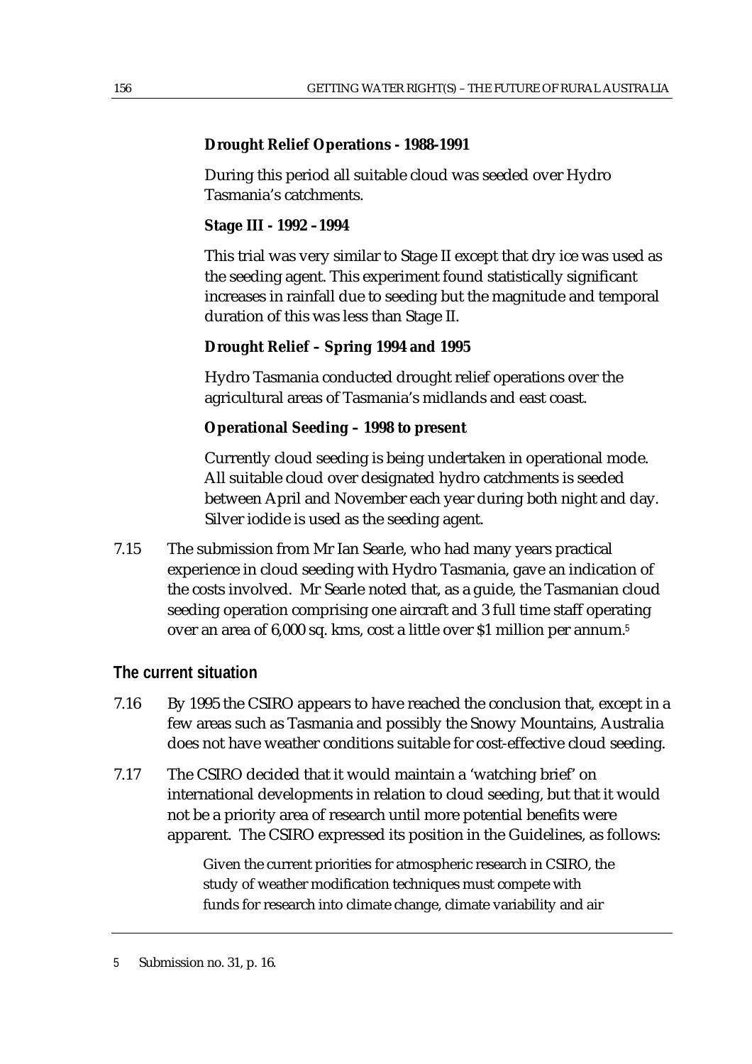**Drought Relief Operations - 1988-1991**

During this period all suitable cloud was seeded over Hydro Tasmania's catchments.

**Stage III - 1992 –1994**

This trial was very similar to Stage II except that dry ice was used as the seeding agent. This experiment found statistically significant increases in rainfall due to seeding but the magnitude and temporal duration of this was less than Stage II.

**Drought Relief – Spring 1994 and 1995**

Hydro Tasmania conducted drought relief operations over the agricultural areas of Tasmania's midlands and east coast.

**Operational Seeding – 1998 to present**

Currently cloud seeding is being undertaken in operational mode. All suitable cloud over designated hydro catchments is seeded between April and November each year during both night and day. Silver iodide is used as the seeding agent.

7.15 The submission from Mr Ian Searle, who had many years practical experience in cloud seeding with Hydro Tasmania, gave an indication of the costs involved. Mr Searle noted that, as a guide, the Tasmanian cloud seeding operation comprising one aircraft and 3 full time staff operating over an area of 6,000 sq. kms, cost a little over $1 million per annum.[5]

## The current situation

7.16 By 1995 the CSIRO appears to have reached the conclusion that, except in a few areas such as Tasmania and possibly the Snowy Mountains, Australia does not have weather conditions suitable for cost-effective cloud seeding.

7.17 The CSIRO decided that it would maintain a 'watching brief' on international developments in relation to cloud seeding, but that it would not be a priority area of research until more potential benefits were apparent. The CSIRO expressed its position in the Guidelines, as follows:

> Given the current priorities for atmospheric research in CSIRO, the study of weather modification techniques must compete with funds for research into climate change, climate variability and air

5 Submission no. 31, p. 16.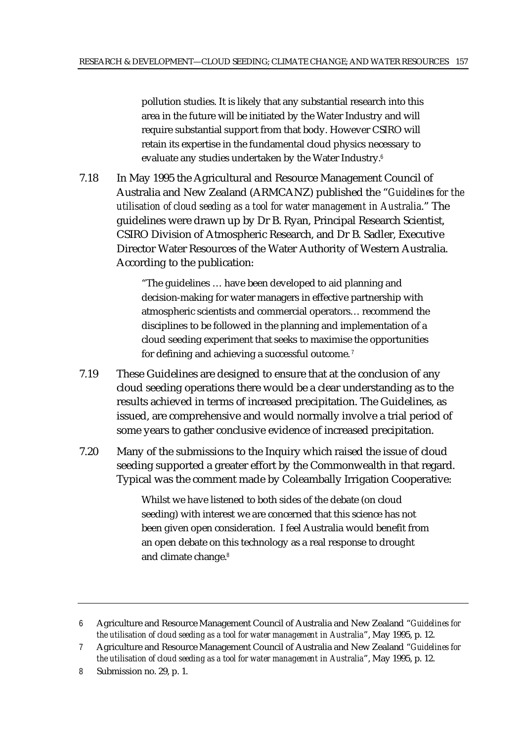> pollution studies. It is likely that any substantial research into this area in the future will be initiated by the Water Industry and will require substantial support from that body. However CSIRO will retain its expertise in the fundamental cloud physics necessary to evaluate any studies undertaken by the Water Industry.[6]

7.18 In May 1995 the Agricultural and Resource Management Council of Australia and New Zealand (ARMCANZ) published the "*Guidelines for the utilisation of cloud seeding as a tool for water management in Australia*." The guidelines were drawn up by Dr B. Ryan, Principal Research Scientist, CSIRO Division of Atmospheric Research, and Dr B. Sadler, Executive Director Water Resources of the Water Authority of Western Australia. According to the publication:

> "The guidelines … have been developed to aid planning and decision-making for water managers in effective partnership with atmospheric scientists and commercial operators… recommend the disciplines to be followed in the planning and implementation of a cloud seeding experiment that seeks to maximise the opportunities for defining and achieving a successful outcome.[7]

7.19 These Guidelines are designed to ensure that at the conclusion of any cloud seeding operations there would be a clear understanding as to the results achieved in terms of increased precipitation. The Guidelines, as issued, are comprehensive and would normally involve a trial period of some years to gather conclusive evidence of increased precipitation.

7.20 Many of the submissions to the Inquiry which raised the issue of cloud seeding supported a greater effort by the Commonwealth in that regard. Typical was the comment made by Coleambally Irrigation Cooperative:

> Whilst we have listened to both sides of the debate (on cloud seeding) with interest we are concerned that this science has not been given open consideration. I feel Australia would benefit from an open debate on this technology as a real response to drought and climate change.[8]

---

6 Agriculture and Resource Management Council of Australia and New Zealand "*Guidelines for the utilisation of cloud seeding as a tool for water management in Australia*", May 1995, p. 12.

7 Agriculture and Resource Management Council of Australia and New Zealand "*Guidelines for the utilisation of cloud seeding as a tool for water management in Australia*", May 1995, p. 12.

8 Submission no. 29, p. 1.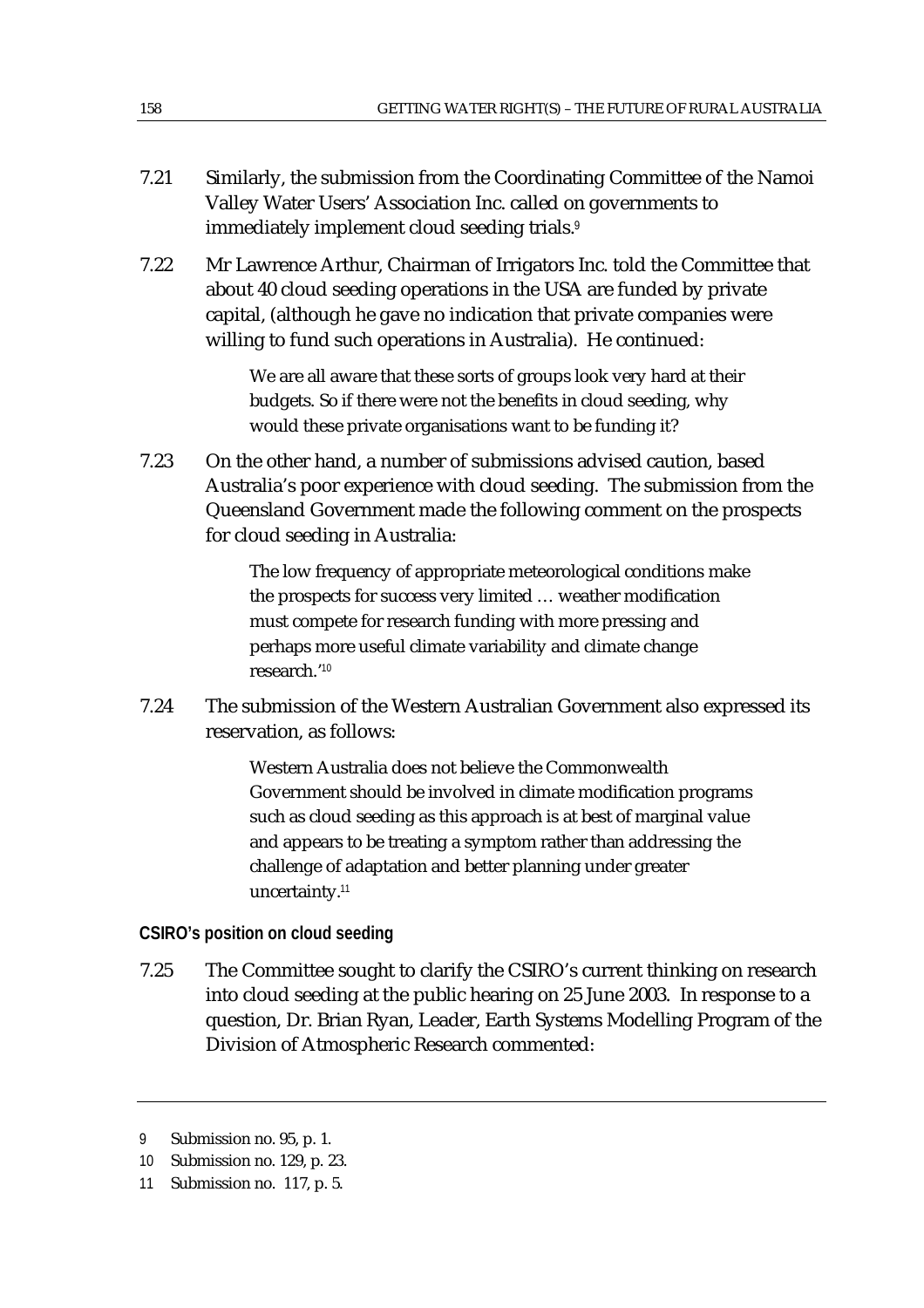7.21 Similarly, the submission from the Coordinating Committee of the Namoi Valley Water Users' Association Inc. called on governments to immediately implement cloud seeding trials.[9]

7.22 Mr Lawrence Arthur, Chairman of Irrigators Inc. told the Committee that about 40 cloud seeding operations in the USA are funded by private capital, (although he gave no indication that private companies were willing to fund such operations in Australia). He continued:

> We are all aware that these sorts of groups look very hard at their budgets. So if there were not the benefits in cloud seeding, why would these private organisations want to be funding it?

7.23 On the other hand, a number of submissions advised caution, based Australia's poor experience with cloud seeding. The submission from the Queensland Government made the following comment on the prospects for cloud seeding in Australia:

> The low frequency of appropriate meteorological conditions make the prospects for success very limited … weather modification must compete for research funding with more pressing and perhaps more useful climate variability and climate change research.'[10]

7.24 The submission of the Western Australian Government also expressed its reservation, as follows:

> Western Australia does not believe the Commonwealth Government should be involved in climate modification programs such as cloud seeding as this approach is at best of marginal value and appears to be treating a symptom rather than addressing the challenge of adaptation and better planning under greater uncertainty.[11]

### CSIRO's position on cloud seeding

7.25 The Committee sought to clarify the CSIRO's current thinking on research into cloud seeding at the public hearing on 25 June 2003. In response to a question, Dr. Brian Ryan, Leader, Earth Systems Modelling Program of the Division of Atmospheric Research commented:

---

9 Submission no. 95, p. 1.

10 Submission no. 129, p. 23.

11 Submission no. 117, p. 5.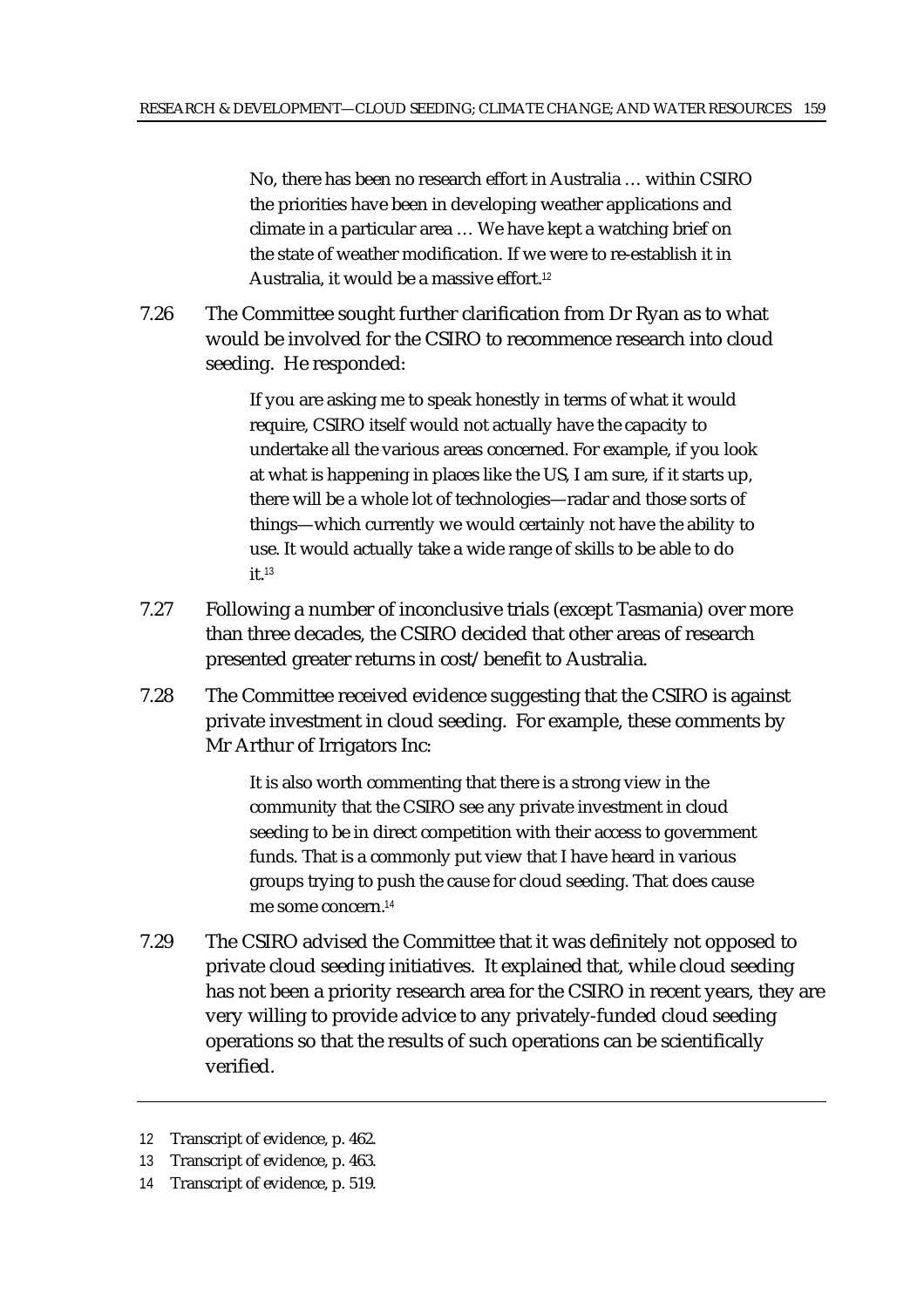> No, there has been no research effort in Australia … within CSIRO the priorities have been in developing weather applications and climate in a particular area … We have kept a watching brief on the state of weather modification. If we were to re-establish it in Australia, it would be a massive effort.[12]

7.26 The Committee sought further clarification from Dr Ryan as to what would be involved for the CSIRO to recommence research into cloud seeding. He responded:

> If you are asking me to speak honestly in terms of what it would require, CSIRO itself would not actually have the capacity to undertake all the various areas concerned. For example, if you look at what is happening in places like the US, I am sure, if it starts up, there will be a whole lot of technologies—radar and those sorts of things—which currently we would certainly not have the ability to use. It would actually take a wide range of skills to be able to do it.[13]

7.27 Following a number of inconclusive trials (except Tasmania) over more than three decades, the CSIRO decided that other areas of research presented greater returns in cost/benefit to Australia.

7.28 The Committee received evidence suggesting that the CSIRO is against private investment in cloud seeding. For example, these comments by Mr Arthur of Irrigators Inc:

> It is also worth commenting that there is a strong view in the community that the CSIRO see any private investment in cloud seeding to be in direct competition with their access to government funds. That is a commonly put view that I have heard in various groups trying to push the cause for cloud seeding. That does cause me some concern.[14]

7.29 The CSIRO advised the Committee that it was definitely not opposed to private cloud seeding initiatives. It explained that, while cloud seeding has not been a priority research area for the CSIRO in recent years, they are very willing to provide advice to any privately-funded cloud seeding operations so that the results of such operations can be scientifically verified.

---

12 Transcript of evidence, p. 462.

13 Transcript of evidence, p. 463.

14 Transcript of evidence, p. 519.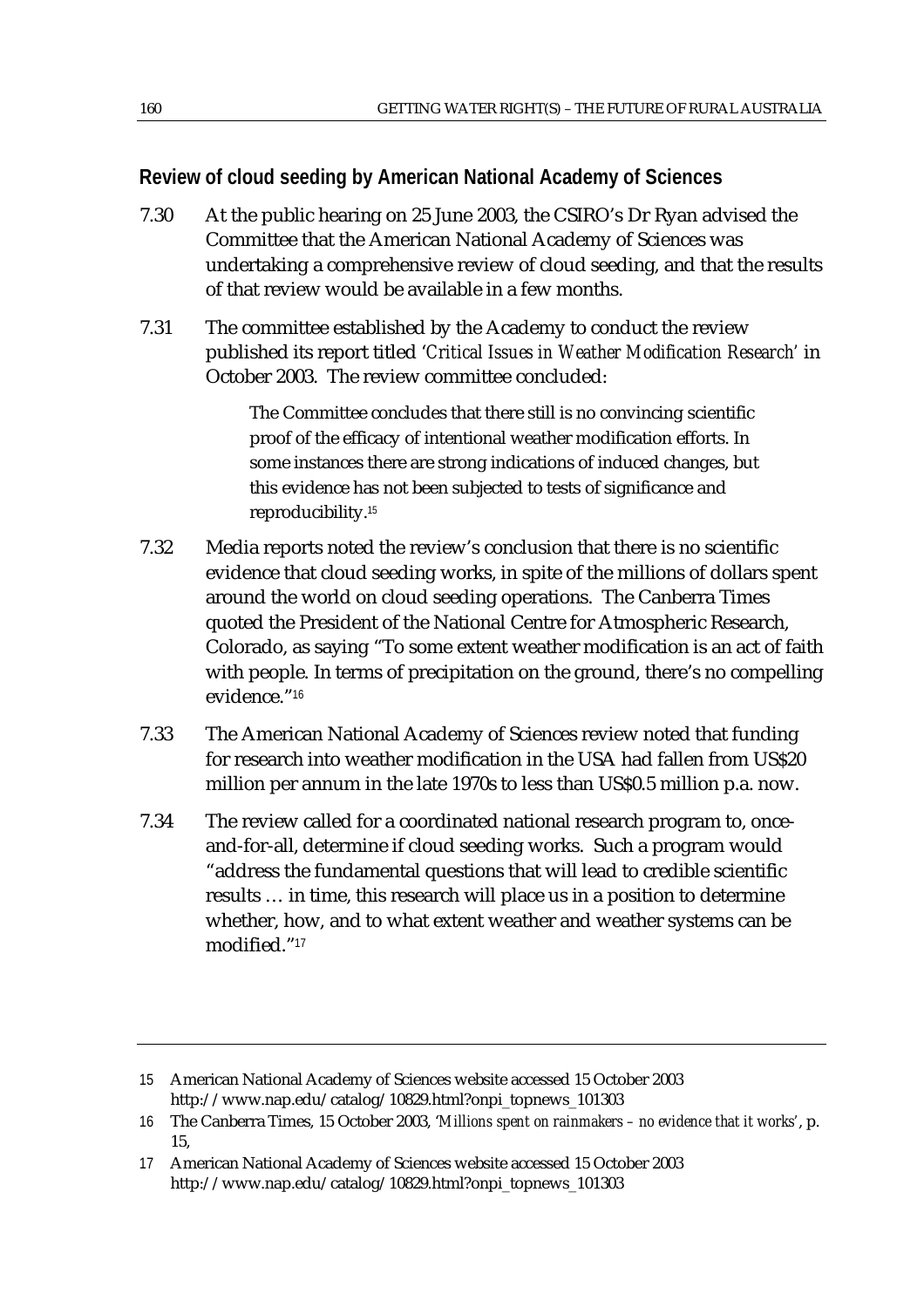### Review of cloud seeding by American National Academy of Sciences

7.30 At the public hearing on 25 June 2003, the CSIRO's Dr Ryan advised the Committee that the American National Academy of Sciences was undertaking a comprehensive review of cloud seeding, and that the results of that review would be available in a few months.

7.31 The committee established by the Academy to conduct the review published its report titled '*Critical Issues in Weather Modification Research*' in October 2003. The review committee concluded:

> The Committee concludes that there still is no convincing scientific proof of the efficacy of intentional weather modification efforts. In some instances there are strong indications of induced changes, but this evidence has not been subjected to tests of significance and reproducibility.[15]

7.32 Media reports noted the review's conclusion that there is no scientific evidence that cloud seeding works, in spite of the millions of dollars spent around the world on cloud seeding operations. The Canberra Times quoted the President of the National Centre for Atmospheric Research, Colorado, as saying "To some extent weather modification is an act of faith with people. In terms of precipitation on the ground, there's no compelling evidence."[16]

7.33 The American National Academy of Sciences review noted that funding for research into weather modification in the USA had fallen from US$20 million per annum in the late 1970s to less than US$0.5 million p.a. now.

7.34 The review called for a coordinated national research program to, once-and-for-all, determine if cloud seeding works. Such a program would "address the fundamental questions that will lead to credible scientific results … in time, this research will place us in a position to determine whether, how, and to what extent weather and weather systems can be modified."[17]

---

15 American National Academy of Sciences website accessed 15 October 2003 http://www.nap.edu/catalog/10829.html?onpi_topnews_101303

16 The Canberra Times, 15 October 2003, '*Millions spent on rainmakers – no evidence that it works*', p. 15,

17 American National Academy of Sciences website accessed 15 October 2003 http://www.nap.edu/catalog/10829.html?onpi_topnews_101303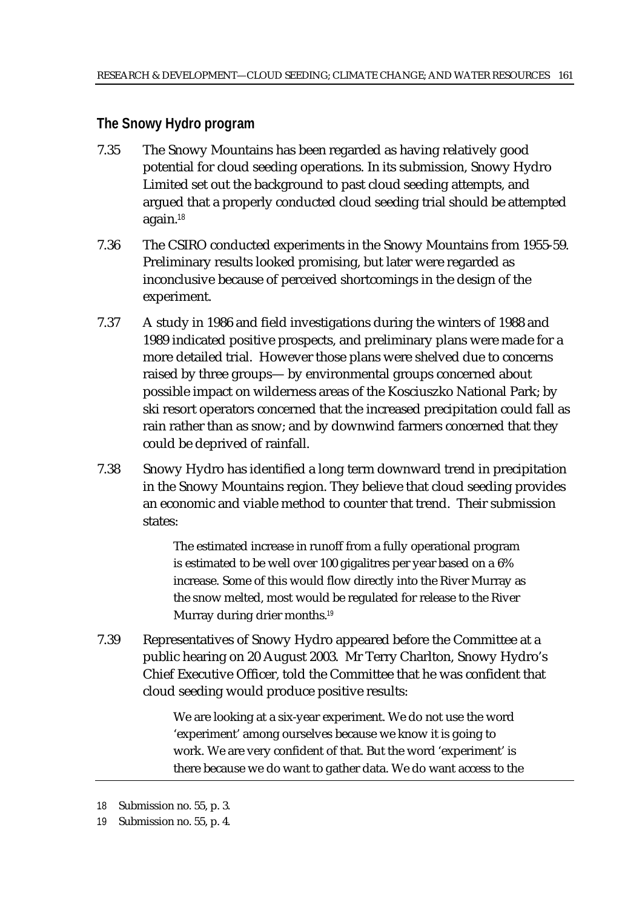### The Snowy Hydro program

7.35 The Snowy Mountains has been regarded as having relatively good potential for cloud seeding operations. In its submission, Snowy Hydro Limited set out the background to past cloud seeding attempts, and argued that a properly conducted cloud seeding trial should be attempted again.[18]

7.36 The CSIRO conducted experiments in the Snowy Mountains from 1955-59. Preliminary results looked promising, but later were regarded as inconclusive because of perceived shortcomings in the design of the experiment.

7.37 A study in 1986 and field investigations during the winters of 1988 and 1989 indicated positive prospects, and preliminary plans were made for a more detailed trial. However those plans were shelved due to concerns raised by three groups— by environmental groups concerned about possible impact on wilderness areas of the Kosciuszko National Park; by ski resort operators concerned that the increased precipitation could fall as rain rather than as snow; and by downwind farmers concerned that they could be deprived of rainfall.

7.38 Snowy Hydro has identified a long term downward trend in precipitation in the Snowy Mountains region. They believe that cloud seeding provides an economic and viable method to counter that trend. Their submission states:

> The estimated increase in runoff from a fully operational program is estimated to be well over 100 gigalitres per year based on a 6% increase. Some of this would flow directly into the River Murray as the snow melted, most would be regulated for release to the River Murray during drier months.[19]

7.39 Representatives of Snowy Hydro appeared before the Committee at a public hearing on 20 August 2003. Mr Terry Charlton, Snowy Hydro's Chief Executive Officer, told the Committee that he was confident that cloud seeding would produce positive results:

> We are looking at a six-year experiment. We do not use the word 'experiment' among ourselves because we know it is going to work. We are very confident of that. But the word 'experiment' is there because we do want to gather data. We do want access to the

18 Submission no. 55, p. 3.

19 Submission no. 55, p. 4.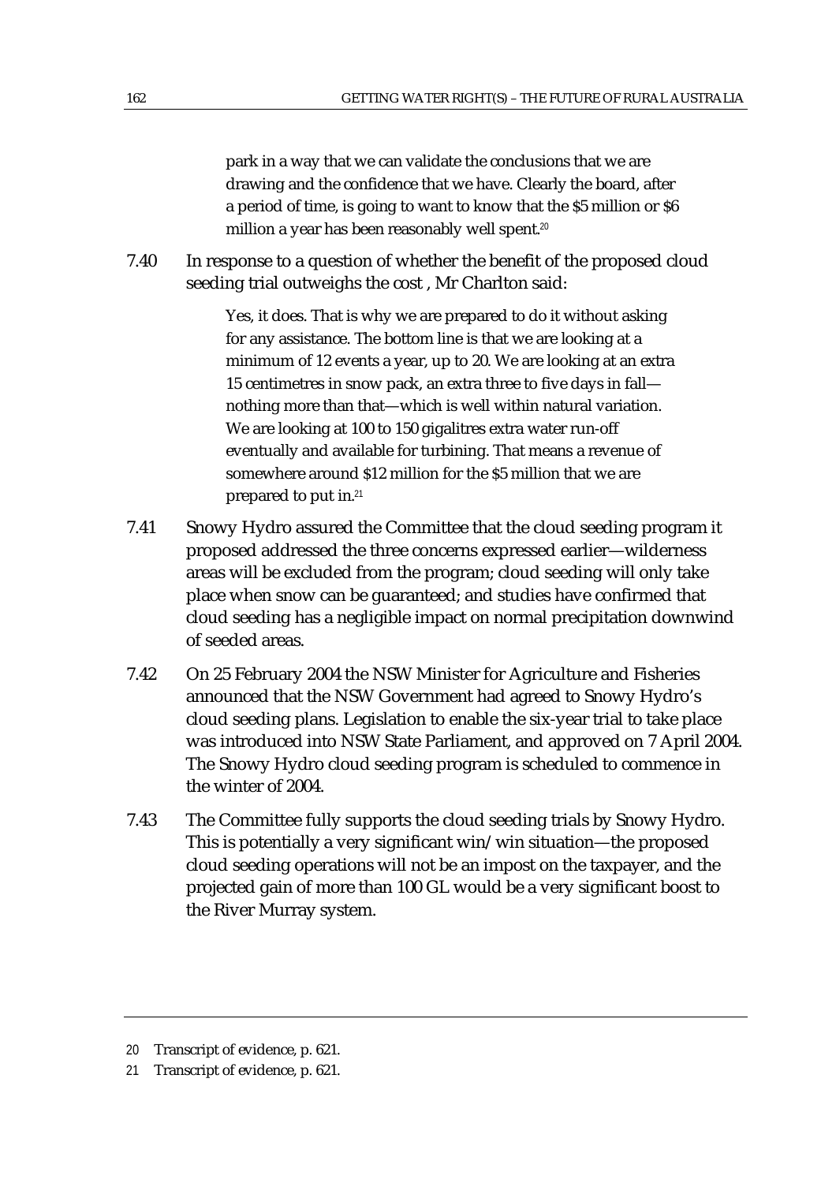> park in a way that we can validate the conclusions that we are drawing and the confidence that we have. Clearly the board, after a period of time, is going to want to know that the $5 million or $6 million a year has been reasonably well spent.[20]

7.40 In response to a question of whether the benefit of the proposed cloud seeding trial outweighs the cost , Mr Charlton said:

> Yes, it does. That is why we are prepared to do it without asking for any assistance. The bottom line is that we are looking at a minimum of 12 events a year, up to 20. We are looking at an extra 15 centimetres in snow pack, an extra three to five days in fall—nothing more than that—which is well within natural variation. We are looking at 100 to 150 gigalitres extra water run-off eventually and available for turbining. That means a revenue of somewhere around $12 million for the $5 million that we are prepared to put in.[21]

7.41 Snowy Hydro assured the Committee that the cloud seeding program it proposed addressed the three concerns expressed earlier—wilderness areas will be excluded from the program; cloud seeding will only take place when snow can be guaranteed; and studies have confirmed that cloud seeding has a negligible impact on normal precipitation downwind of seeded areas.

7.42 On 25 February 2004 the NSW Minister for Agriculture and Fisheries announced that the NSW Government had agreed to Snowy Hydro's cloud seeding plans. Legislation to enable the six-year trial to take place was introduced into NSW State Parliament, and approved on 7 April 2004. The Snowy Hydro cloud seeding program is scheduled to commence in the winter of 2004.

7.43 The Committee fully supports the cloud seeding trials by Snowy Hydro. This is potentially a very significant win/win situation—the proposed cloud seeding operations will not be an impost on the taxpayer, and the projected gain of more than 100 GL would be a very significant boost to the River Murray system.

---

20 Transcript of evidence, p. 621.

21 Transcript of evidence, p. 621.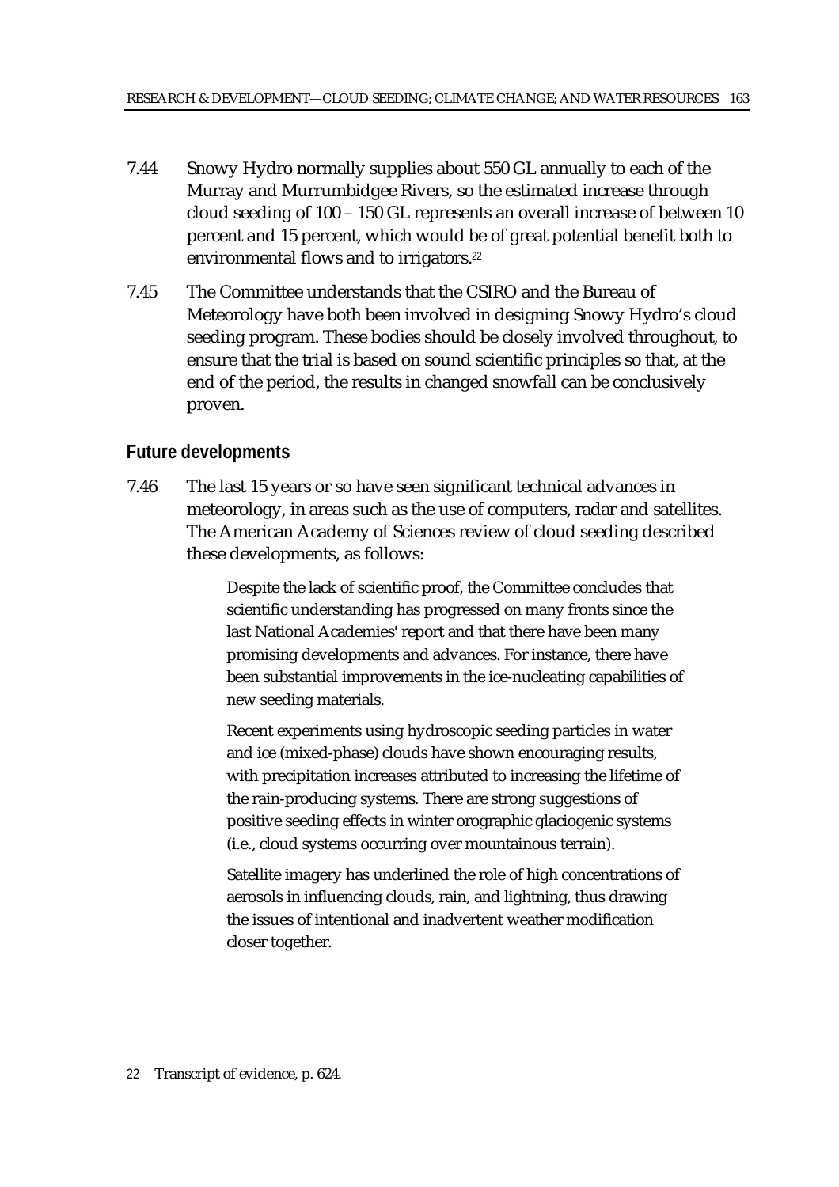7.44 Snowy Hydro normally supplies about 550 GL annually to each of the Murray and Murrumbidgee Rivers, so the estimated increase through cloud seeding of 100 – 150 GL represents an overall increase of between 10 percent and 15 percent, which would be of great potential benefit both to environmental flows and to irrigators.[22]

7.45 The Committee understands that the CSIRO and the Bureau of Meteorology have both been involved in designing Snowy Hydro's cloud seeding program. These bodies should be closely involved throughout, to ensure that the trial is based on sound scientific principles so that, at the end of the period, the results in changed snowfall can be conclusively proven.

## Future developments

7.46 The last 15 years or so have seen significant technical advances in meteorology, in areas such as the use of computers, radar and satellites. The American Academy of Sciences review of cloud seeding described these developments, as follows:

> Despite the lack of scientific proof, the Committee concludes that scientific understanding has progressed on many fronts since the last National Academies' report and that there have been many promising developments and advances. For instance, there have been substantial improvements in the ice-nucleating capabilities of new seeding materials.
>
> Recent experiments using hydroscopic seeding particles in water and ice (mixed-phase) clouds have shown encouraging results, with precipitation increases attributed to increasing the lifetime of the rain-producing systems. There are strong suggestions of positive seeding effects in winter orographic glaciogenic systems (i.e., cloud systems occurring over mountainous terrain).
>
> Satellite imagery has underlined the role of high concentrations of aerosols in influencing clouds, rain, and lightning, thus drawing the issues of intentional and inadvertent weather modification closer together.

---

22 Transcript of evidence, p. 624.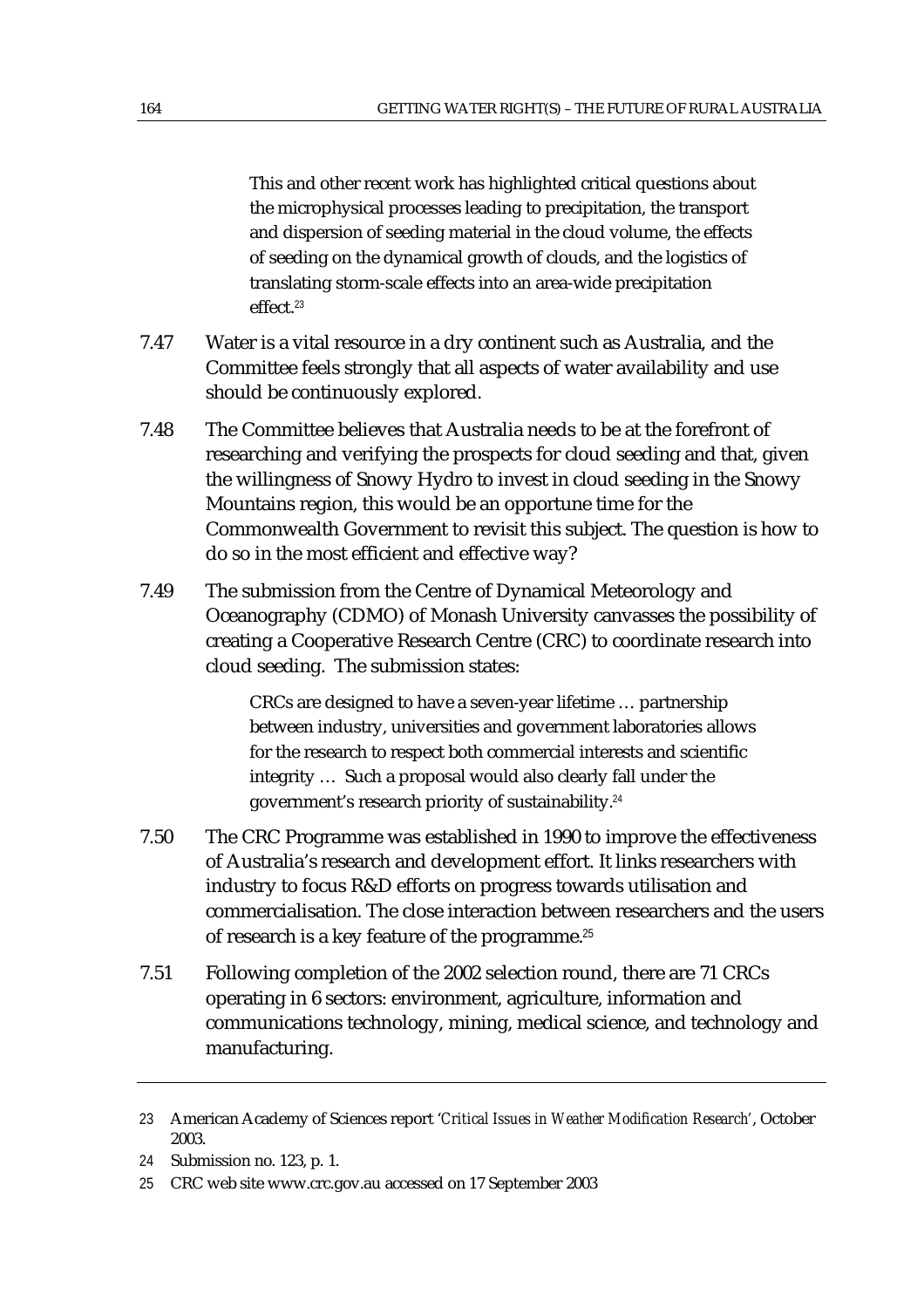> This and other recent work has highlighted critical questions about the microphysical processes leading to precipitation, the transport and dispersion of seeding material in the cloud volume, the effects of seeding on the dynamical growth of clouds, and the logistics of translating storm-scale effects into an area-wide precipitation effect.[23]

7.47 Water is a vital resource in a dry continent such as Australia, and the Committee feels strongly that all aspects of water availability and use should be continuously explored.

7.48 The Committee believes that Australia needs to be at the forefront of researching and verifying the prospects for cloud seeding and that, given the willingness of Snowy Hydro to invest in cloud seeding in the Snowy Mountains region, this would be an opportune time for the Commonwealth Government to revisit this subject. The question is how to do so in the most efficient and effective way?

7.49 The submission from the Centre of Dynamical Meteorology and Oceanography (CDMO) of Monash University canvasses the possibility of creating a Cooperative Research Centre (CRC) to coordinate research into cloud seeding. The submission states:

> CRCs are designed to have a seven-year lifetime … partnership between industry, universities and government laboratories allows for the research to respect both commercial interests and scientific integrity … Such a proposal would also clearly fall under the government's research priority of sustainability.[24]

7.50 The CRC Programme was established in 1990 to improve the effectiveness of Australia's research and development effort. It links researchers with industry to focus R&D efforts on progress towards utilisation and commercialisation. The close interaction between researchers and the users of research is a key feature of the programme.[25]

7.51 Following completion of the 2002 selection round, there are 71 CRCs operating in 6 sectors: environment, agriculture, information and communications technology, mining, medical science, and technology and manufacturing.

---

23 American Academy of Sciences report '*Critical Issues in Weather Modification Research*', October 2003.

24 Submission no. 123, p. 1.

25 CRC web site www.crc.gov.au accessed on 17 September 2003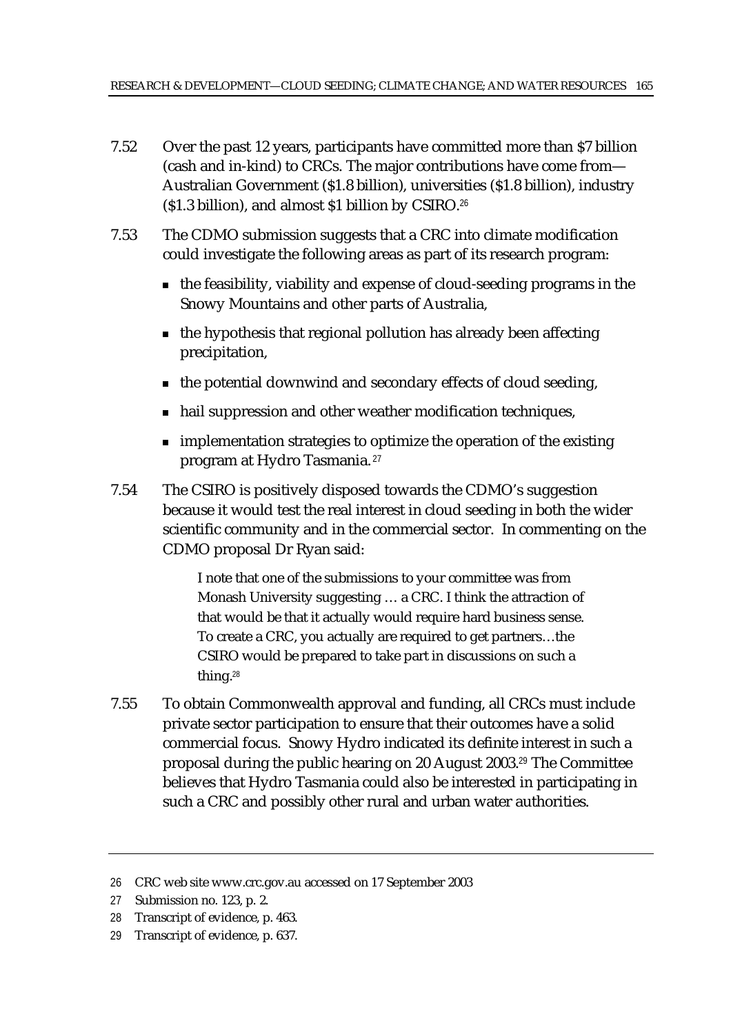7.52 Over the past 12 years, participants have committed more than \$7 billion (cash and in-kind) to CRCs. The major contributions have come from—Australian Government (\$1.8 billion), universities (\$1.8 billion), industry (\$1.3 billion), and almost \$1 billion by CSIRO.[26]

7.53 The CDMO submission suggests that a CRC into climate modification could investigate the following areas as part of its research program:

- the feasibility, viability and expense of cloud-seeding programs in the Snowy Mountains and other parts of Australia,
- the hypothesis that regional pollution has already been affecting precipitation,
- the potential downwind and secondary effects of cloud seeding,
- hail suppression and other weather modification techniques,
- implementation strategies to optimize the operation of the existing program at Hydro Tasmania.[27]

7.54 The CSIRO is positively disposed towards the CDMO's suggestion because it would test the real interest in cloud seeding in both the wider scientific community and in the commercial sector. In commenting on the CDMO proposal Dr Ryan said:

> I note that one of the submissions to your committee was from Monash University suggesting … a CRC. I think the attraction of that would be that it actually would require hard business sense. To create a CRC, you actually are required to get partners…the CSIRO would be prepared to take part in discussions on such a thing.[28]

7.55 To obtain Commonwealth approval and funding, all CRCs must include private sector participation to ensure that their outcomes have a solid commercial focus. Snowy Hydro indicated its definite interest in such a proposal during the public hearing on 20 August 2003.[29] The Committee believes that Hydro Tasmania could also be interested in participating in such a CRC and possibly other rural and urban water authorities.

---

26 CRC web site www.crc.gov.au accessed on 17 September 2003

27 Submission no. 123, p. 2.

28 Transcript of evidence, p. 463.

29 Transcript of evidence, p. 637.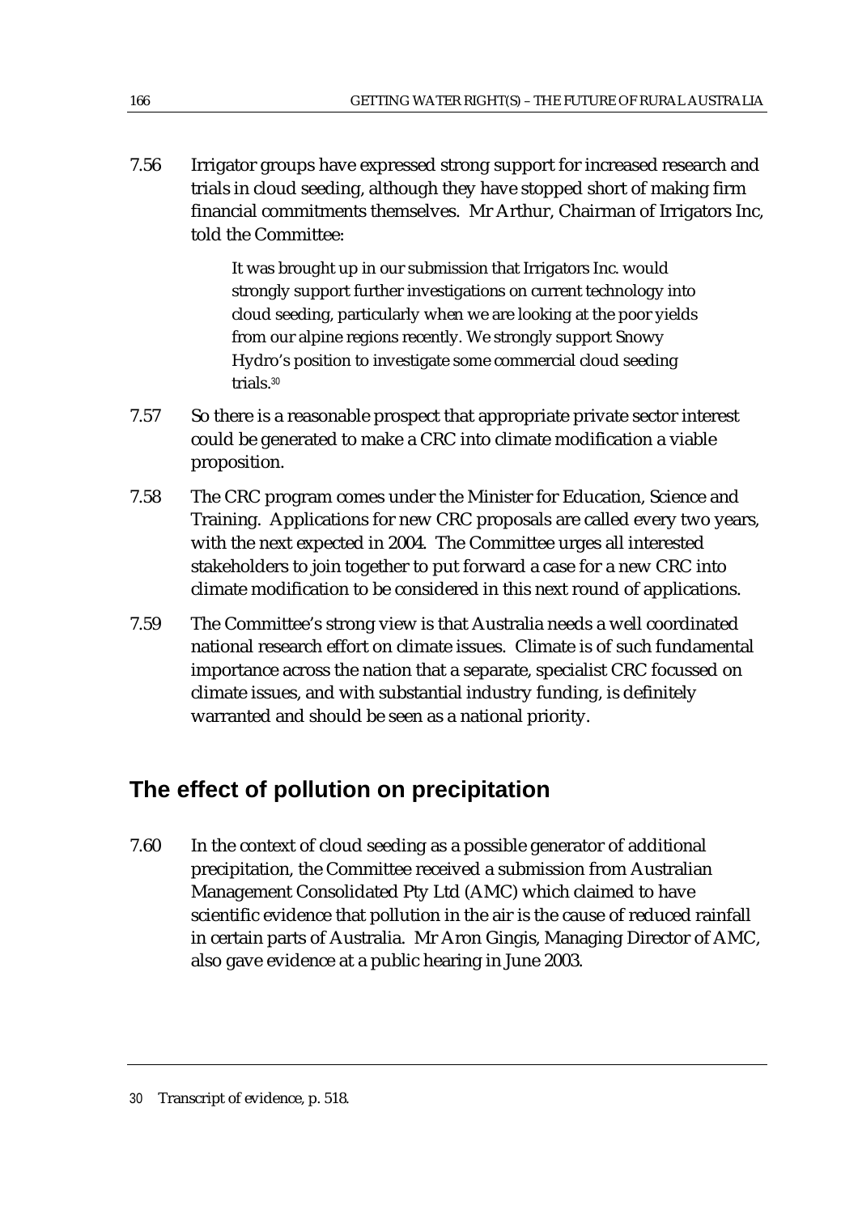7.56 Irrigator groups have expressed strong support for increased research and trials in cloud seeding, although they have stopped short of making firm financial commitments themselves. Mr Arthur, Chairman of Irrigators Inc, told the Committee:

> It was brought up in our submission that Irrigators Inc. would strongly support further investigations on current technology into cloud seeding, particularly when we are looking at the poor yields from our alpine regions recently. We strongly support Snowy Hydro's position to investigate some commercial cloud seeding trials.[30]

7.57 So there is a reasonable prospect that appropriate private sector interest could be generated to make a CRC into climate modification a viable proposition.

7.58 The CRC program comes under the Minister for Education, Science and Training. Applications for new CRC proposals are called every two years, with the next expected in 2004. The Committee urges all interested stakeholders to join together to put forward a case for a new CRC into climate modification to be considered in this next round of applications.

7.59 The Committee's strong view is that Australia needs a well coordinated national research effort on climate issues. Climate is of such fundamental importance across the nation that a separate, specialist CRC focussed on climate issues, and with substantial industry funding, is definitely warranted and should be seen as a national priority.

## The effect of pollution on precipitation

7.60 In the context of cloud seeding as a possible generator of additional precipitation, the Committee received a submission from Australian Management Consolidated Pty Ltd (AMC) which claimed to have scientific evidence that pollution in the air is the cause of reduced rainfall in certain parts of Australia. Mr Aron Gingis, Managing Director of AMC, also gave evidence at a public hearing in June 2003.

---

30 Transcript of evidence, p. 518.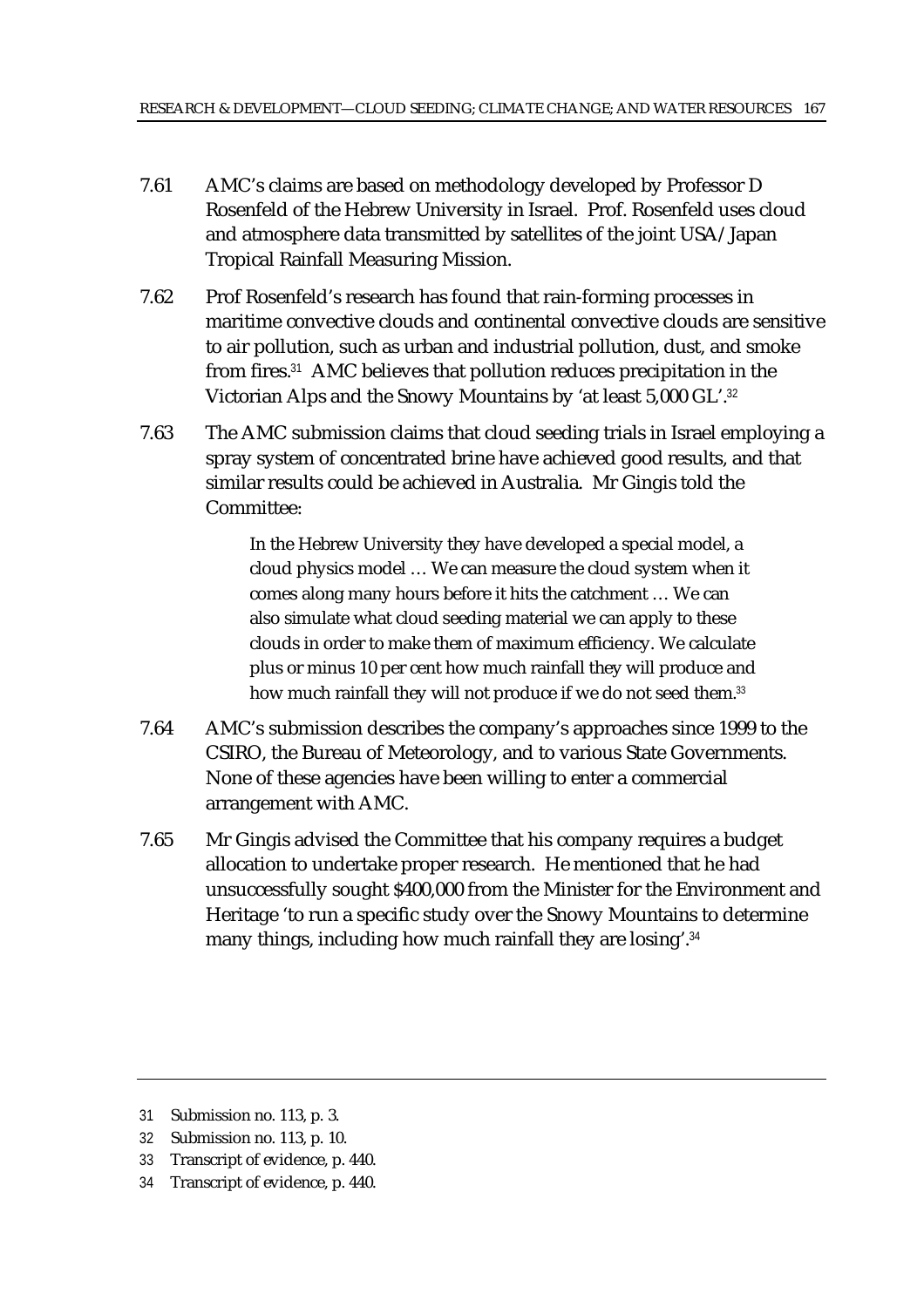7.61 AMC's claims are based on methodology developed by Professor D Rosenfeld of the Hebrew University in Israel. Prof. Rosenfeld uses cloud and atmosphere data transmitted by satellites of the joint USA/Japan Tropical Rainfall Measuring Mission.

7.62 Prof Rosenfeld's research has found that rain-forming processes in maritime convective clouds and continental convective clouds are sensitive to air pollution, such as urban and industrial pollution, dust, and smoke from fires.[31] AMC believes that pollution reduces precipitation in the Victorian Alps and the Snowy Mountains by 'at least 5,000 GL'.[32]

7.63 The AMC submission claims that cloud seeding trials in Israel employing a spray system of concentrated brine have achieved good results, and that similar results could be achieved in Australia. Mr Gingis told the Committee:

> In the Hebrew University they have developed a special model, a cloud physics model … We can measure the cloud system when it comes along many hours before it hits the catchment … We can also simulate what cloud seeding material we can apply to these clouds in order to make them of maximum efficiency. We calculate plus or minus 10 per cent how much rainfall they will produce and how much rainfall they will not produce if we do not seed them.[33]

7.64 AMC's submission describes the company's approaches since 1999 to the CSIRO, the Bureau of Meteorology, and to various State Governments. None of these agencies have been willing to enter a commercial arrangement with AMC.

7.65 Mr Gingis advised the Committee that his company requires a budget allocation to undertake proper research. He mentioned that he had unsuccessfully sought $400,000 from the Minister for the Environment and Heritage 'to run a specific study over the Snowy Mountains to determine many things, including how much rainfall they are losing'.[34]

---

31 Submission no. 113, p. 3.

32 Submission no. 113, p. 10.

33 Transcript of evidence, p. 440.

34 Transcript of evidence, p. 440.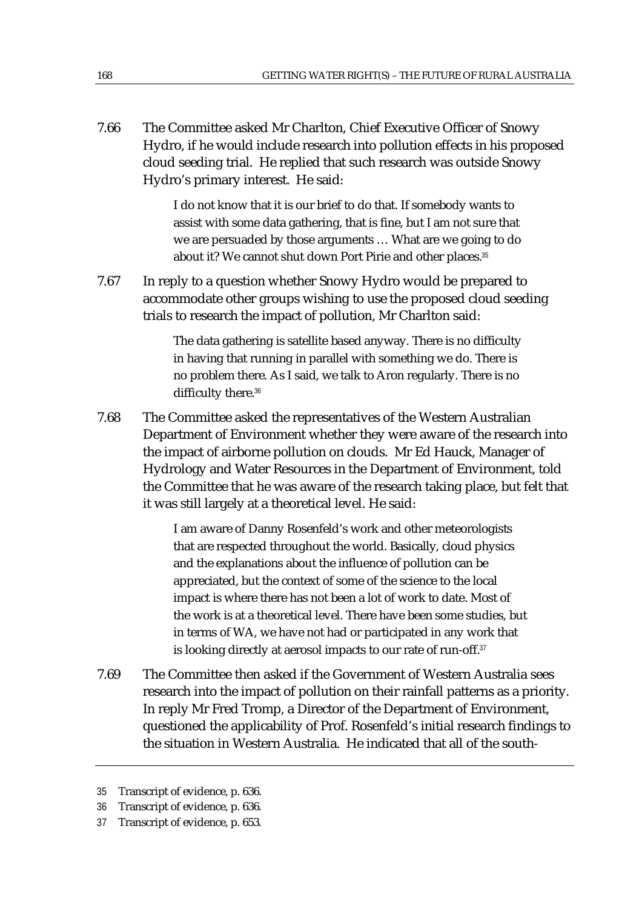7.66 The Committee asked Mr Charlton, Chief Executive Officer of Snowy Hydro, if he would include research into pollution effects in his proposed cloud seeding trial. He replied that such research was outside Snowy Hydro's primary interest. He said:

> I do not know that it is our brief to do that. If somebody wants to assist with some data gathering, that is fine, but I am not sure that we are persuaded by those arguments … What are we going to do about it? We cannot shut down Port Pirie and other places.[35]

7.67 In reply to a question whether Snowy Hydro would be prepared to accommodate other groups wishing to use the proposed cloud seeding trials to research the impact of pollution, Mr Charlton said:

> The data gathering is satellite based anyway. There is no difficulty in having that running in parallel with something we do. There is no problem there. As I said, we talk to Aron regularly. There is no difficulty there.[36]

7.68 The Committee asked the representatives of the Western Australian Department of Environment whether they were aware of the research into the impact of airborne pollution on clouds. Mr Ed Hauck, Manager of Hydrology and Water Resources in the Department of Environment, told the Committee that he was aware of the research taking place, but felt that it was still largely at a theoretical level. He said:

> I am aware of Danny Rosenfeld's work and other meteorologists that are respected throughout the world. Basically, cloud physics and the explanations about the influence of pollution can be appreciated, but the context of some of the science to the local impact is where there has not been a lot of work to date. Most of the work is at a theoretical level. There have been some studies, but in terms of WA, we have not had or participated in any work that is looking directly at aerosol impacts to our rate of run-off.[37]

7.69 The Committee then asked if the Government of Western Australia sees research into the impact of pollution on their rainfall patterns as a priority. In reply Mr Fred Tromp, a Director of the Department of Environment, questioned the applicability of Prof. Rosenfeld's initial research findings to the situation in Western Australia. He indicated that all of the south-

35 Transcript of evidence, p. 636.

36 Transcript of evidence, p. 636.

37 Transcript of evidence, p. 653.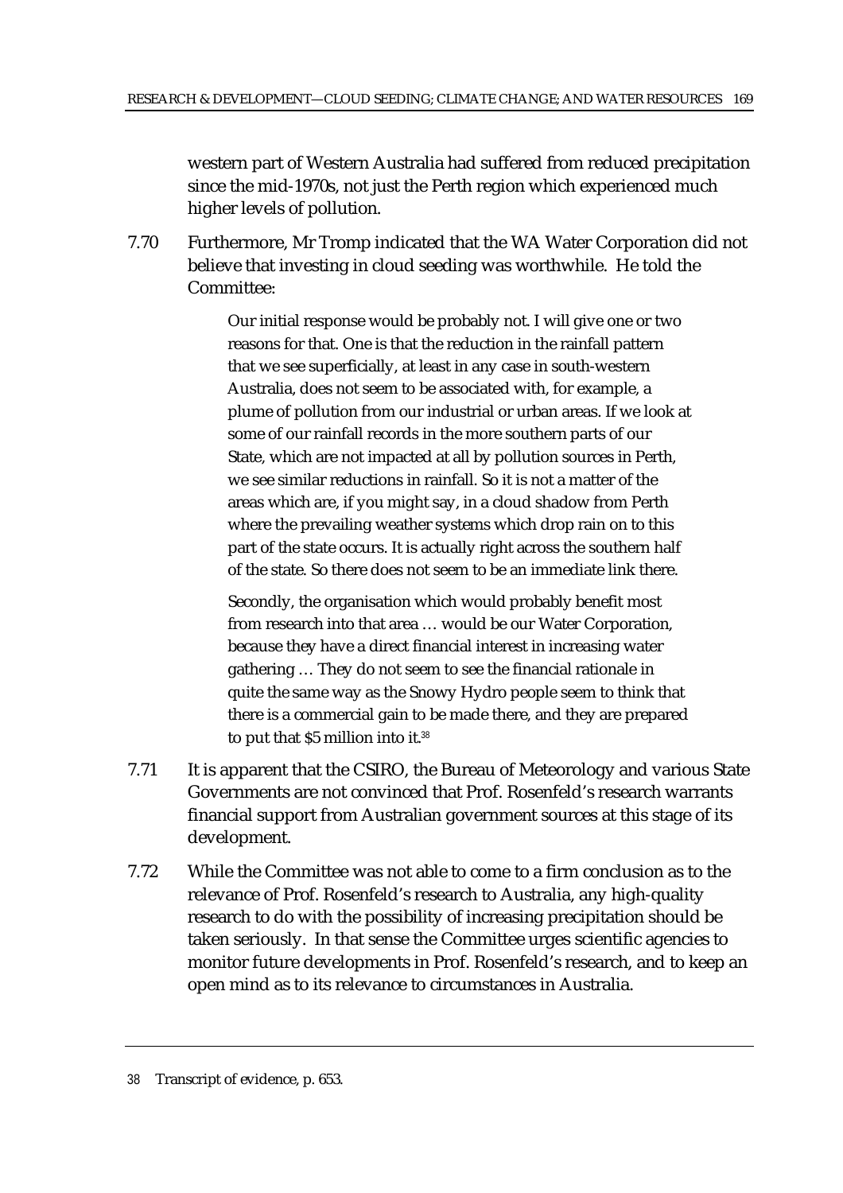western part of Western Australia had suffered from reduced precipitation since the mid-1970s, not just the Perth region which experienced much higher levels of pollution.

7.70 Furthermore, Mr Tromp indicated that the WA Water Corporation did not believe that investing in cloud seeding was worthwhile. He told the Committee:

> Our initial response would be probably not. I will give one or two reasons for that. One is that the reduction in the rainfall pattern that we see superficially, at least in any case in south-western Australia, does not seem to be associated with, for example, a plume of pollution from our industrial or urban areas. If we look at some of our rainfall records in the more southern parts of our State, which are not impacted at all by pollution sources in Perth, we see similar reductions in rainfall. So it is not a matter of the areas which are, if you might say, in a cloud shadow from Perth where the prevailing weather systems which drop rain on to this part of the state occurs. It is actually right across the southern half of the state. So there does not seem to be an immediate link there.
>
> Secondly, the organisation which would probably benefit most from research into that area … would be our Water Corporation, because they have a direct financial interest in increasing water gathering … They do not seem to see the financial rationale in quite the same way as the Snowy Hydro people seem to think that there is a commercial gain to be made there, and they are prepared to put that $5 million into it.[38]

7.71 It is apparent that the CSIRO, the Bureau of Meteorology and various State Governments are not convinced that Prof. Rosenfeld's research warrants financial support from Australian government sources at this stage of its development.

7.72 While the Committee was not able to come to a firm conclusion as to the relevance of Prof. Rosenfeld's research to Australia, any high-quality research to do with the possibility of increasing precipitation should be taken seriously. In that sense the Committee urges scientific agencies to monitor future developments in Prof. Rosenfeld's research, and to keep an open mind as to its relevance to circumstances in Australia.

---

38 Transcript of evidence, p. 653.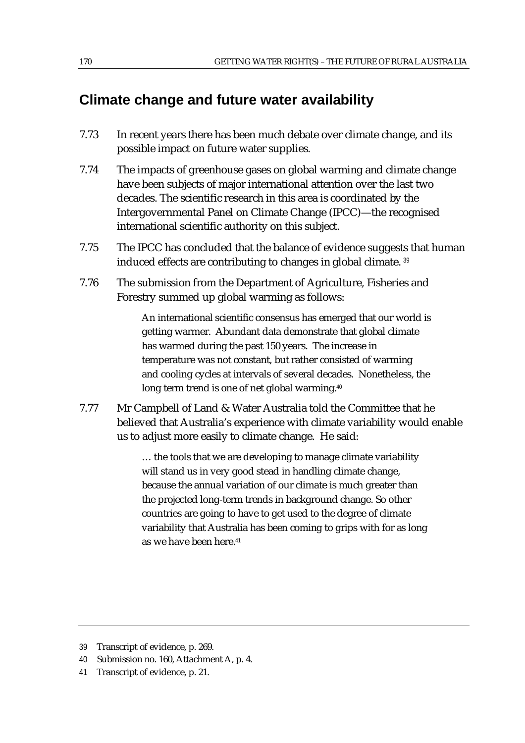## Climate change and future water availability

7.73 In recent years there has been much debate over climate change, and its possible impact on future water supplies.

7.74 The impacts of greenhouse gases on global warming and climate change have been subjects of major international attention over the last two decades. The scientific research in this area is coordinated by the Intergovernmental Panel on Climate Change (IPCC)—the recognised international scientific authority on this subject.

7.75 The IPCC has concluded that the balance of evidence suggests that human induced effects are contributing to changes in global climate. [39]

7.76 The submission from the Department of Agriculture, Fisheries and Forestry summed up global warming as follows:

> An international scientific consensus has emerged that our world is getting warmer. Abundant data demonstrate that global climate has warmed during the past 150 years. The increase in temperature was not constant, but rather consisted of warming and cooling cycles at intervals of several decades. Nonetheless, the long term trend is one of net global warming.[40]

7.77 Mr Campbell of Land & Water Australia told the Committee that he believed that Australia's experience with climate variability would enable us to adjust more easily to climate change. He said:

> … the tools that we are developing to manage climate variability will stand us in very good stead in handling climate change, because the annual variation of our climate is much greater than the projected long-term trends in background change. So other countries are going to have to get used to the degree of climate variability that Australia has been coming to grips with for as long as we have been here.[41]

---

39 Transcript of evidence, p. 269.

40 Submission no. 160, Attachment A, p. 4.

41 Transcript of evidence, p. 21.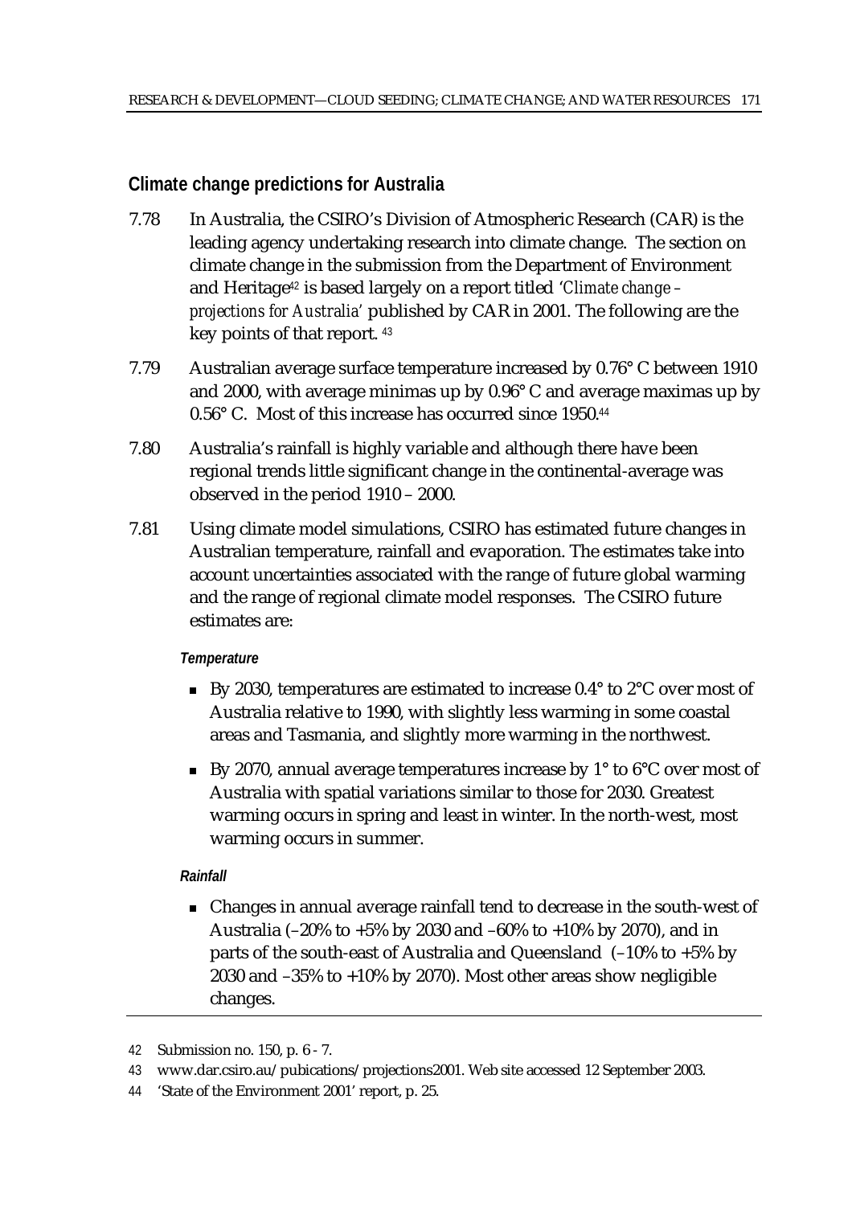## Climate change predictions for Australia

7.78 In Australia, the CSIRO's Division of Atmospheric Research (CAR) is the leading agency undertaking research into climate change. The section on climate change in the submission from the Department of Environment and Heritage[42] is based largely on a report titled '*Climate change – projections for Australia*' published by CAR in 2001. The following are the key points of that report. [43]

7.79 Australian average surface temperature increased by 0.76° C between 1910 and 2000, with average minimas up by 0.96° C and average maximas up by 0.56° C. Most of this increase has occurred since 1950.[44]

7.80 Australia's rainfall is highly variable and although there have been regional trends little significant change in the continental-average was observed in the period 1910 – 2000.

7.81 Using climate model simulations, CSIRO has estimated future changes in Australian temperature, rainfall and evaporation. The estimates take into account uncertainties associated with the range of future global warming and the range of regional climate model responses. The CSIRO future estimates are:

***Temperature***

- By 2030, temperatures are estimated to increase 0.4° to 2°C over most of Australia relative to 1990, with slightly less warming in some coastal areas and Tasmania, and slightly more warming in the northwest.
- By 2070, annual average temperatures increase by 1° to 6°C over most of Australia with spatial variations similar to those for 2030. Greatest warming occurs in spring and least in winter. In the north-west, most warming occurs in summer.

***Rainfall***

- Changes in annual average rainfall tend to decrease in the south-west of Australia (–20% to +5% by 2030 and –60% to +10% by 2070), and in parts of the south-east of Australia and Queensland (–10% to +5% by 2030 and –35% to +10% by 2070). Most other areas show negligible changes.

---

42 Submission no. 150, p. 6 - 7.

43 www.dar.csiro.au/pubications/projections2001. Web site accessed 12 September 2003.

44 'State of the Environment 2001' report, p. 25.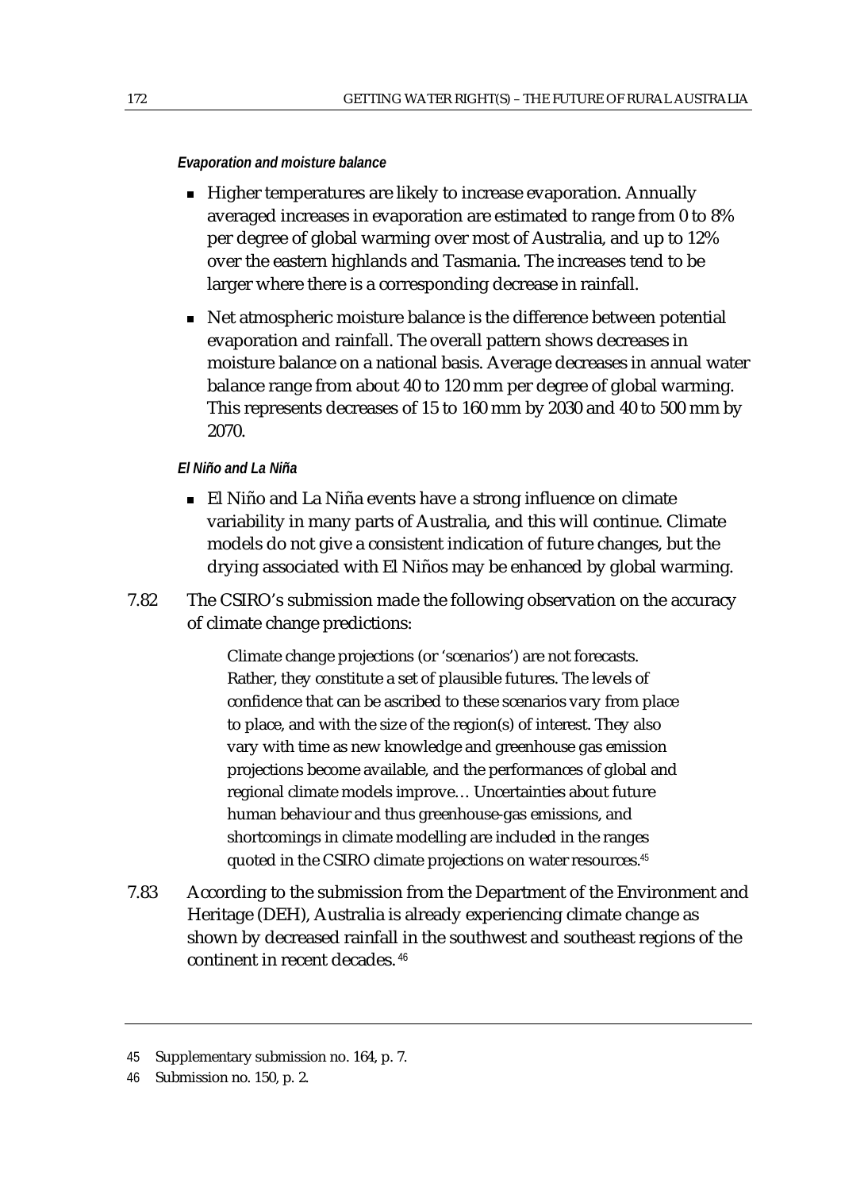*Evaporation and moisture balance*

- Higher temperatures are likely to increase evaporation. Annually averaged increases in evaporation are estimated to range from 0 to 8% per degree of global warming over most of Australia, and up to 12% over the eastern highlands and Tasmania. The increases tend to be larger where there is a corresponding decrease in rainfall.
- Net atmospheric moisture balance is the difference between potential evaporation and rainfall. The overall pattern shows decreases in moisture balance on a national basis. Average decreases in annual water balance range from about 40 to 120 mm per degree of global warming. This represents decreases of 15 to 160 mm by 2030 and 40 to 500 mm by 2070.

*El Niño and La Niña*

- El Niño and La Niña events have a strong influence on climate variability in many parts of Australia, and this will continue. Climate models do not give a consistent indication of future changes, but the drying associated with El Niños may be enhanced by global warming.

7.82 The CSIRO's submission made the following observation on the accuracy of climate change predictions:

> Climate change projections (or 'scenarios') are not forecasts. Rather, they constitute a set of plausible futures. The levels of confidence that can be ascribed to these scenarios vary from place to place, and with the size of the region(s) of interest. They also vary with time as new knowledge and greenhouse gas emission projections become available, and the performances of global and regional climate models improve… Uncertainties about future human behaviour and thus greenhouse-gas emissions, and shortcomings in climate modelling are included in the ranges quoted in the CSIRO climate projections on water resources.[45]

7.83 According to the submission from the Department of the Environment and Heritage (DEH), Australia is already experiencing climate change as shown by decreased rainfall in the southwest and southeast regions of the continent in recent decades.[46]

---

45 Supplementary submission no. 164, p. 7.

46 Submission no. 150, p. 2.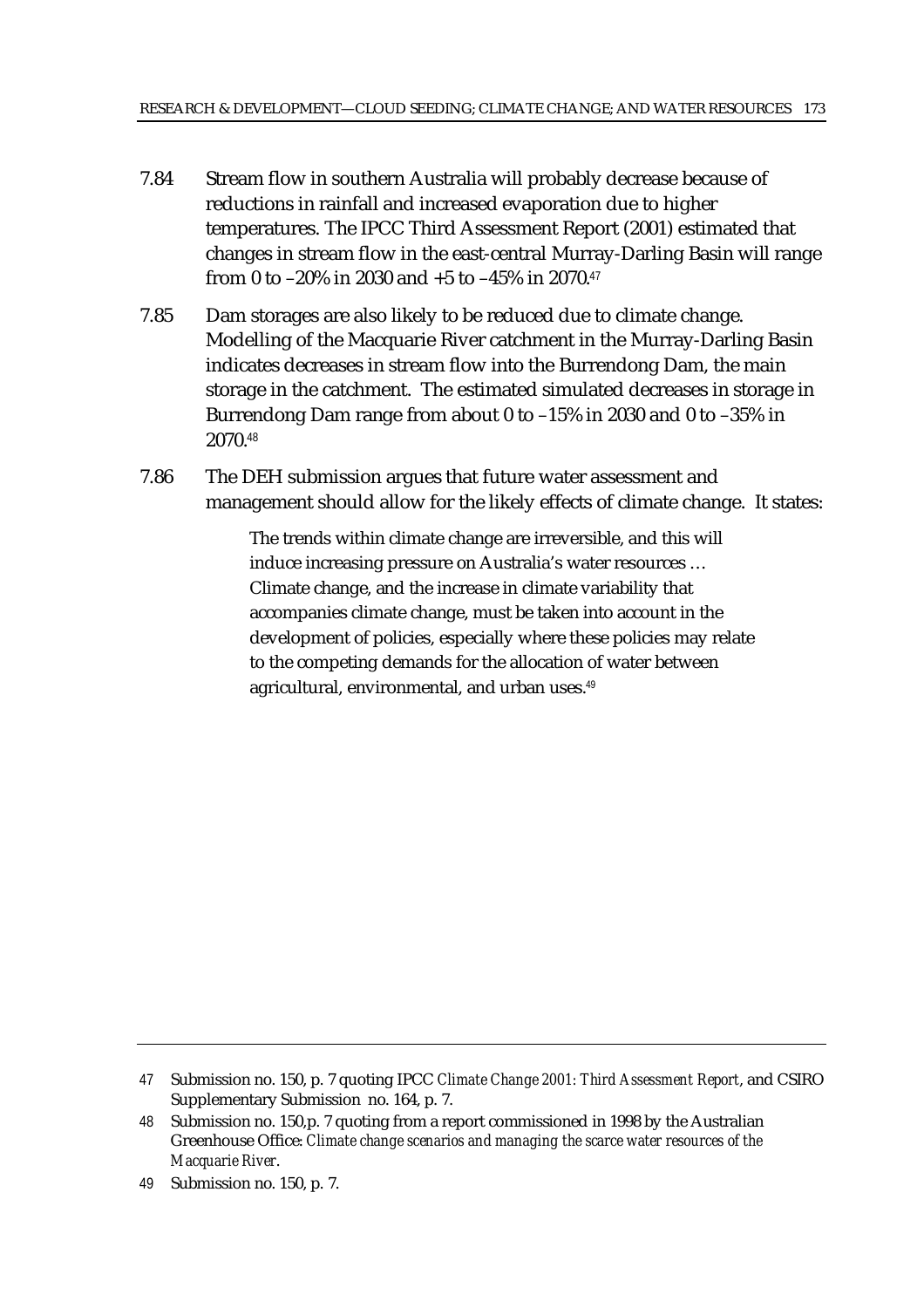7.84 Stream flow in southern Australia will probably decrease because of reductions in rainfall and increased evaporation due to higher temperatures. The IPCC Third Assessment Report (2001) estimated that changes in stream flow in the east-central Murray-Darling Basin will range from 0 to –20% in 2030 and +5 to –45% in 2070.[47]

7.85 Dam storages are also likely to be reduced due to climate change. Modelling of the Macquarie River catchment in the Murray-Darling Basin indicates decreases in stream flow into the Burrendong Dam, the main storage in the catchment. The estimated simulated decreases in storage in Burrendong Dam range from about 0 to –15% in 2030 and 0 to –35% in 2070.[48]

7.86 The DEH submission argues that future water assessment and management should allow for the likely effects of climate change. It states:

> The trends within climate change are irreversible, and this will induce increasing pressure on Australia's water resources … Climate change, and the increase in climate variability that accompanies climate change, must be taken into account in the development of policies, especially where these policies may relate to the competing demands for the allocation of water between agricultural, environmental, and urban uses.[49]

---

47 Submission no. 150, p. 7 quoting IPCC *Climate Change 2001: Third Assessment Report*, and CSIRO Supplementary Submission no. 164, p. 7.

48 Submission no. 150,p. 7 quoting from a report commissioned in 1998 by the Australian Greenhouse Office: *Climate change scenarios and managing the scarce water resources of the Macquarie River*.

49 Submission no. 150, p. 7.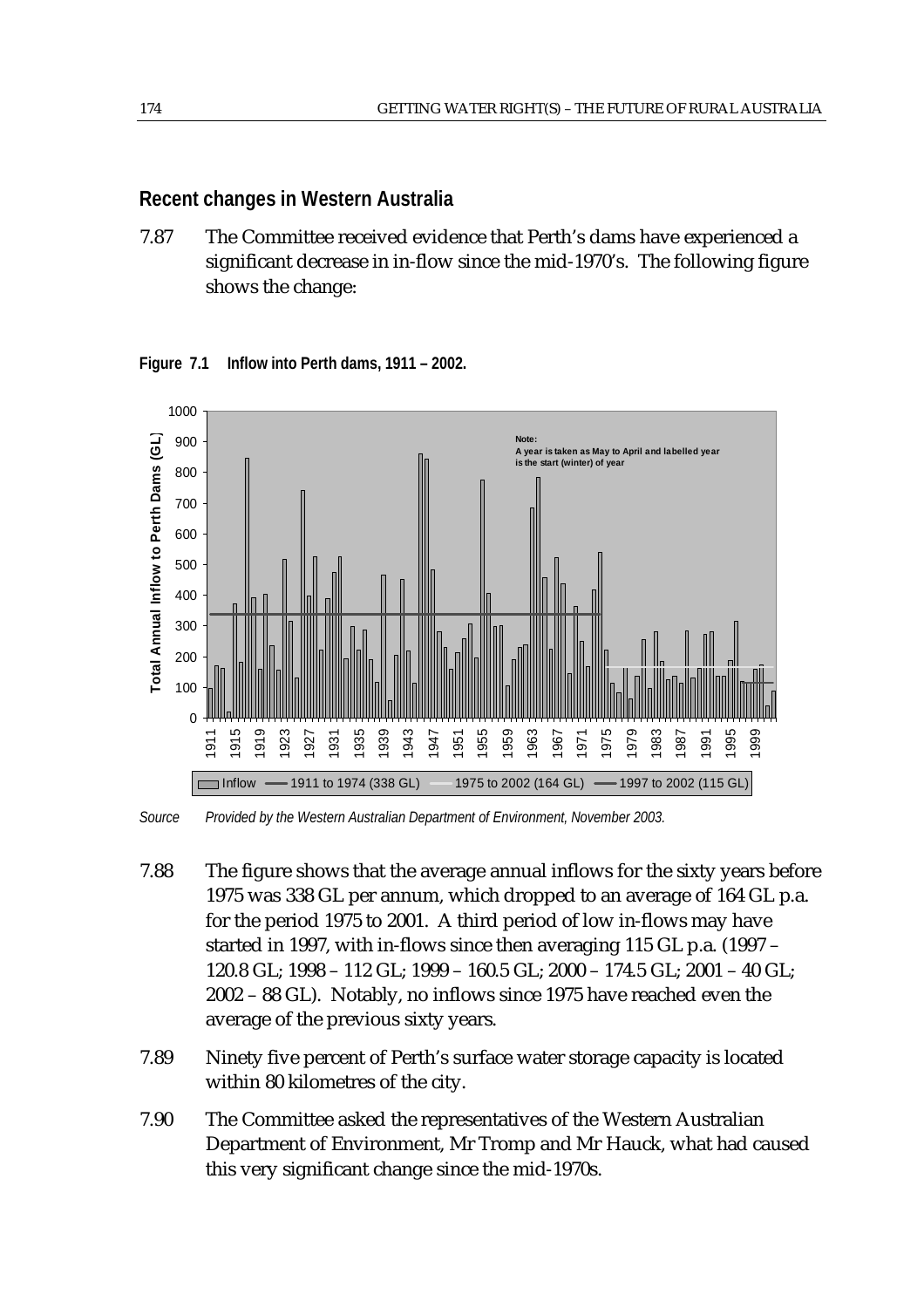## Recent changes in Western Australia

7.87 The Committee received evidence that Perth's dams have experienced a significant decrease in in-flow since the mid-1970's. The following figure shows the change:

**Figure 7.1 Inflow into Perth dams, 1911 – 2002.**

*Source Provided by the Western Australian Department of Environment, November 2003.*

7.88 The figure shows that the average annual inflows for the sixty years before 1975 was 338 GL per annum, which dropped to an average of 164 GL p.a. for the period 1975 to 2001. A third period of low in-flows may have started in 1997, with in-flows since then averaging 115 GL p.a. (1997 – 120.8 GL; 1998 – 112 GL; 1999 – 160.5 GL; 2000 – 174.5 GL; 2001 – 40 GL; 2002 – 88 GL). Notably, no inflows since 1975 have reached even the average of the previous sixty years.

7.89 Ninety five percent of Perth's surface water storage capacity is located within 80 kilometres of the city.

7.90 The Committee asked the representatives of the Western Australian Department of Environment, Mr Tromp and Mr Hauck, what had caused this very significant change since the mid-1970s.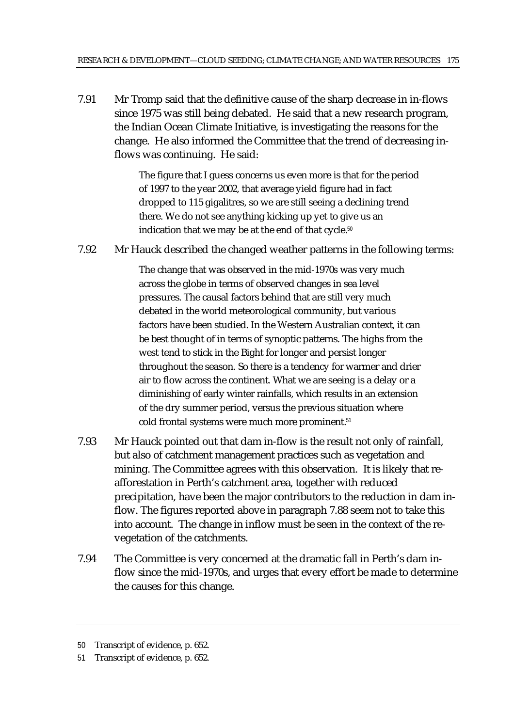7.91 Mr Tromp said that the definitive cause of the sharp decrease in in-flows since 1975 was still being debated. He said that a new research program, the Indian Ocean Climate Initiative, is investigating the reasons for the change. He also informed the Committee that the trend of decreasing in-flows was continuing. He said:

> The figure that I guess concerns us even more is that for the period of 1997 to the year 2002, that average yield figure had in fact dropped to 115 gigalitres, so we are still seeing a declining trend there. We do not see anything kicking up yet to give us an indication that we may be at the end of that cycle.[50]

7.92 Mr Hauck described the changed weather patterns in the following terms:

> The change that was observed in the mid-1970s was very much across the globe in terms of observed changes in sea level pressures. The causal factors behind that are still very much debated in the world meteorological community, but various factors have been studied. In the Western Australian context, it can be best thought of in terms of synoptic patterns. The highs from the west tend to stick in the Bight for longer and persist longer throughout the season. So there is a tendency for warmer and drier air to flow across the continent. What we are seeing is a delay or a diminishing of early winter rainfalls, which results in an extension of the dry summer period, versus the previous situation where cold frontal systems were much more prominent.[51]

7.93 Mr Hauck pointed out that dam in-flow is the result not only of rainfall, but also of catchment management practices such as vegetation and mining. The Committee agrees with this observation. It is likely that re-afforestation in Perth's catchment area, together with reduced precipitation, have been the major contributors to the reduction in dam in-flow. The figures reported above in paragraph 7.88 seem not to take this into account. The change in inflow must be seen in the context of the re-vegetation of the catchments.

7.94 The Committee is very concerned at the dramatic fall in Perth's dam in-flow since the mid-1970s, and urges that every effort be made to determine the causes for this change.

---

50 Transcript of evidence, p. 652.

51 Transcript of evidence, p. 652.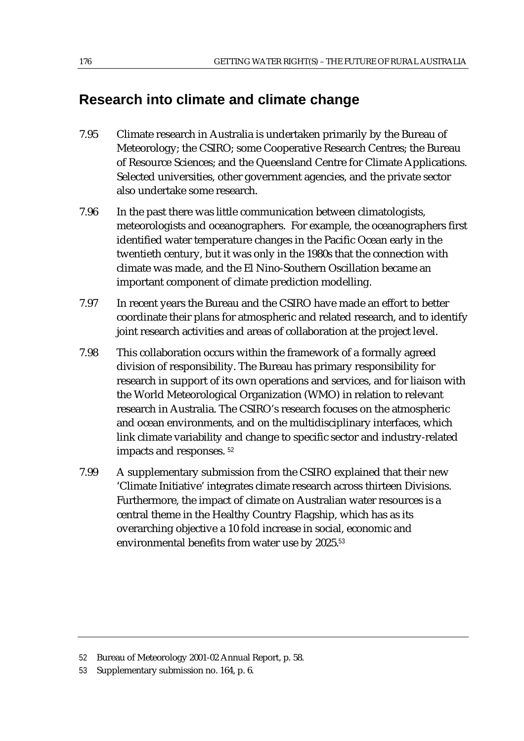## Research into climate and climate change

7.95 Climate research in Australia is undertaken primarily by the Bureau of Meteorology; the CSIRO; some Cooperative Research Centres; the Bureau of Resource Sciences; and the Queensland Centre for Climate Applications. Selected universities, other government agencies, and the private sector also undertake some research.

7.96 In the past there was little communication between climatologists, meteorologists and oceanographers. For example, the oceanographers first identified water temperature changes in the Pacific Ocean early in the twentieth century, but it was only in the 1980s that the connection with climate was made, and the El Nino-Southern Oscillation became an important component of climate prediction modelling.

7.97 In recent years the Bureau and the CSIRO have made an effort to better coordinate their plans for atmospheric and related research, and to identify joint research activities and areas of collaboration at the project level.

7.98 This collaboration occurs within the framework of a formally agreed division of responsibility. The Bureau has primary responsibility for research in support of its own operations and services, and for liaison with the World Meteorological Organization (WMO) in relation to relevant research in Australia. The CSIRO's research focuses on the atmospheric and ocean environments, and on the multidisciplinary interfaces, which link climate variability and change to specific sector and industry-related impacts and responses. [52]

7.99 A supplementary submission from the CSIRO explained that their new 'Climate Initiative' integrates climate research across thirteen Divisions. Furthermore, the impact of climate on Australian water resources is a central theme in the Healthy Country Flagship, which has as its overarching objective a 10 fold increase in social, economic and environmental benefits from water use by 2025.[53]

---

52 Bureau of Meteorology 2001-02 Annual Report, p. 58.

53 Supplementary submission no. 164, p. 6.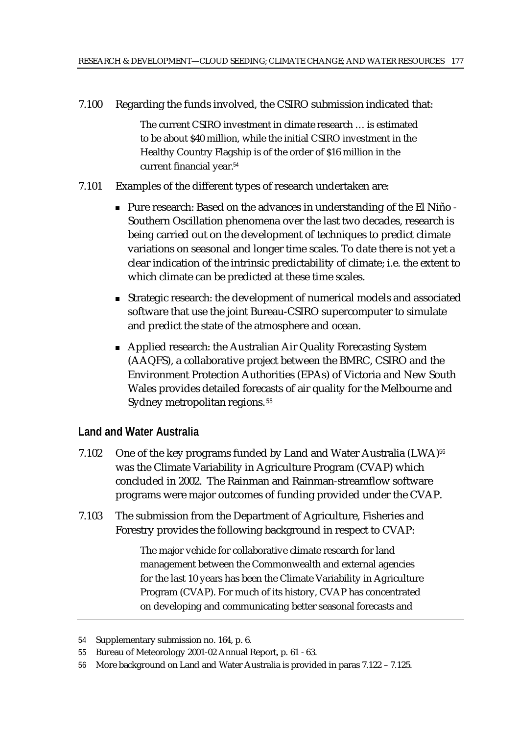7.100 Regarding the funds involved, the CSIRO submission indicated that:

> The current CSIRO investment in climate research … is estimated to be about $40 million, while the initial CSIRO investment in the Healthy Country Flagship is of the order of $16 million in the current financial year.[54]

7.101 Examples of the different types of research undertaken are:

- Pure research: Based on the advances in understanding of the El Niño - Southern Oscillation phenomena over the last two decades, research is being carried out on the development of techniques to predict climate variations on seasonal and longer time scales. To date there is not yet a clear indication of the intrinsic predictability of climate; i.e. the extent to which climate can be predicted at these time scales.
- Strategic research: the development of numerical models and associated software that use the joint Bureau-CSIRO supercomputer to simulate and predict the state of the atmosphere and ocean.
- Applied research: the Australian Air Quality Forecasting System (AAQFS), a collaborative project between the BMRC, CSIRO and the Environment Protection Authorities (EPAs) of Victoria and New South Wales provides detailed forecasts of air quality for the Melbourne and Sydney metropolitan regions.[55]

## Land and Water Australia

7.102 One of the key programs funded by Land and Water Australia (LWA)[56] was the Climate Variability in Agriculture Program (CVAP) which concluded in 2002. The Rainman and Rainman-streamflow software programs were major outcomes of funding provided under the CVAP.

7.103 The submission from the Department of Agriculture, Fisheries and Forestry provides the following background in respect to CVAP:

> The major vehicle for collaborative climate research for land management between the Commonwealth and external agencies for the last 10 years has been the Climate Variability in Agriculture Program (CVAP). For much of its history, CVAP has concentrated on developing and communicating better seasonal forecasts and

54 Supplementary submission no. 164, p. 6.

55 Bureau of Meteorology 2001-02 Annual Report, p. 61 - 63.

56 More background on Land and Water Australia is provided in paras 7.122 – 7.125.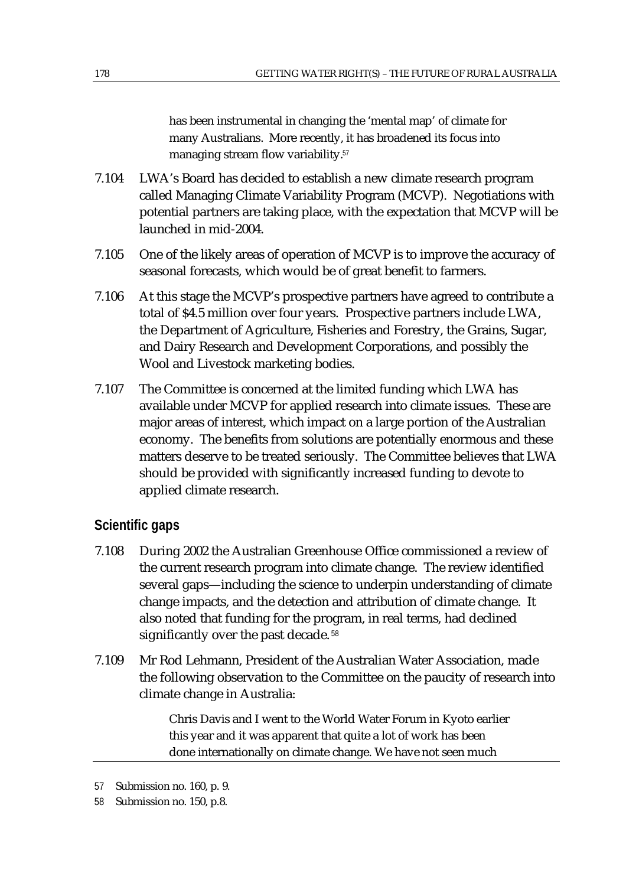> has been instrumental in changing the 'mental map' of climate for many Australians. More recently, it has broadened its focus into managing stream flow variability.[57]

7.104 LWA's Board has decided to establish a new climate research program called Managing Climate Variability Program (MCVP). Negotiations with potential partners are taking place, with the expectation that MCVP will be launched in mid-2004.

7.105 One of the likely areas of operation of MCVP is to improve the accuracy of seasonal forecasts, which would be of great benefit to farmers.

7.106 At this stage the MCVP's prospective partners have agreed to contribute a total of $4.5 million over four years. Prospective partners include LWA, the Department of Agriculture, Fisheries and Forestry, the Grains, Sugar, and Dairy Research and Development Corporations, and possibly the Wool and Livestock marketing bodies.

7.107 The Committee is concerned at the limited funding which LWA has available under MCVP for applied research into climate issues. These are major areas of interest, which impact on a large portion of the Australian economy. The benefits from solutions are potentially enormous and these matters deserve to be treated seriously. The Committee believes that LWA should be provided with significantly increased funding to devote to applied climate research.

## Scientific gaps

7.108 During 2002 the Australian Greenhouse Office commissioned a review of the current research program into climate change. The review identified several gaps—including the science to underpin understanding of climate change impacts, and the detection and attribution of climate change. It also noted that funding for the program, in real terms, had declined significantly over the past decade.[58]

7.109 Mr Rod Lehmann, President of the Australian Water Association, made the following observation to the Committee on the paucity of research into climate change in Australia:

> Chris Davis and I went to the World Water Forum in Kyoto earlier this year and it was apparent that quite a lot of work has been done internationally on climate change. We have not seen much

---

57 Submission no. 160, p. 9.

58 Submission no. 150, p.8.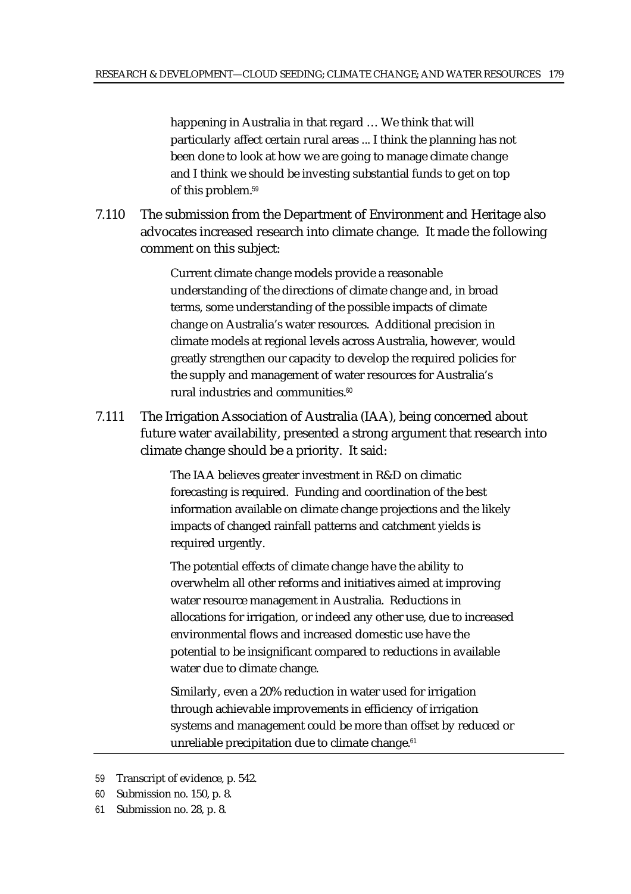> happening in Australia in that regard … We think that will particularly affect certain rural areas ... I think the planning has not been done to look at how we are going to manage climate change and I think we should be investing substantial funds to get on top of this problem.[59]

7.110 The submission from the Department of Environment and Heritage also advocates increased research into climate change. It made the following comment on this subject:

> Current climate change models provide a reasonable understanding of the directions of climate change and, in broad terms, some understanding of the possible impacts of climate change on Australia's water resources. Additional precision in climate models at regional levels across Australia, however, would greatly strengthen our capacity to develop the required policies for the supply and management of water resources for Australia's rural industries and communities.[60]

7.111 The Irrigation Association of Australia (IAA), being concerned about future water availability, presented a strong argument that research into climate change should be a priority. It said:

> The IAA believes greater investment in R&D on climatic forecasting is required. Funding and coordination of the best information available on climate change projections and the likely impacts of changed rainfall patterns and catchment yields is required urgently.
>
> The potential effects of climate change have the ability to overwhelm all other reforms and initiatives aimed at improving water resource management in Australia. Reductions in allocations for irrigation, or indeed any other use, due to increased environmental flows and increased domestic use have the potential to be insignificant compared to reductions in available water due to climate change.
>
> Similarly, even a 20% reduction in water used for irrigation through achievable improvements in efficiency of irrigation systems and management could be more than offset by reduced or unreliable precipitation due to climate change.[61]

---

59 Transcript of evidence, p. 542.

60 Submission no. 150, p. 8.

61 Submission no. 28, p. 8.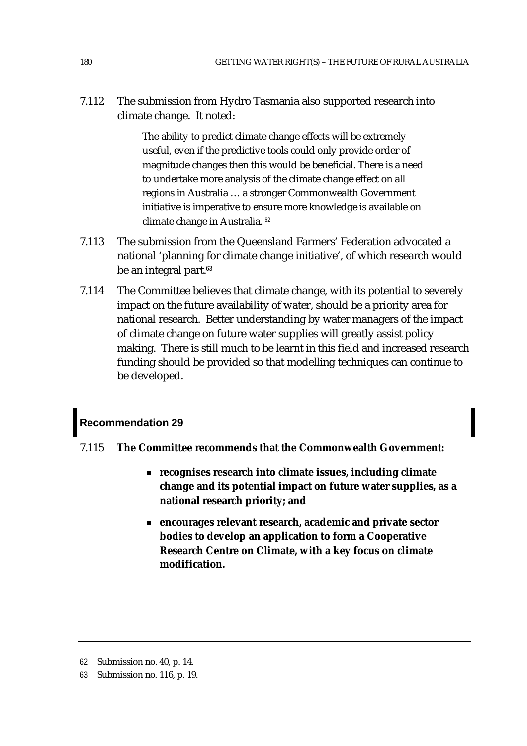7.112 The submission from Hydro Tasmania also supported research into climate change. It noted:

> The ability to predict climate change effects will be extremely useful, even if the predictive tools could only provide order of magnitude changes then this would be beneficial. There is a need to undertake more analysis of the climate change effect on all regions in Australia … a stronger Commonwealth Government initiative is imperative to ensure more knowledge is available on climate change in Australia. [62]

7.113 The submission from the Queensland Farmers' Federation advocated a national 'planning for climate change initiative', of which research would be an integral part.[63]

7.114 The Committee believes that climate change, with its potential to severely impact on the future availability of water, should be a priority area for national research. Better understanding by water managers of the impact of climate change on future water supplies will greatly assist policy making. There is still much to be learnt in this field and increased research funding should be provided so that modelling techniques can continue to be developed.

**Recommendation 29**

7.115 **The Committee recommends that the Commonwealth Government:**

- **recognises research into climate issues, including climate change and its potential impact on future water supplies, as a national research priority; and**
- **encourages relevant research, academic and private sector bodies to develop an application to form a Cooperative Research Centre on Climate, with a key focus on climate modification.**

---

62 Submission no. 40, p. 14.

63 Submission no. 116, p. 19.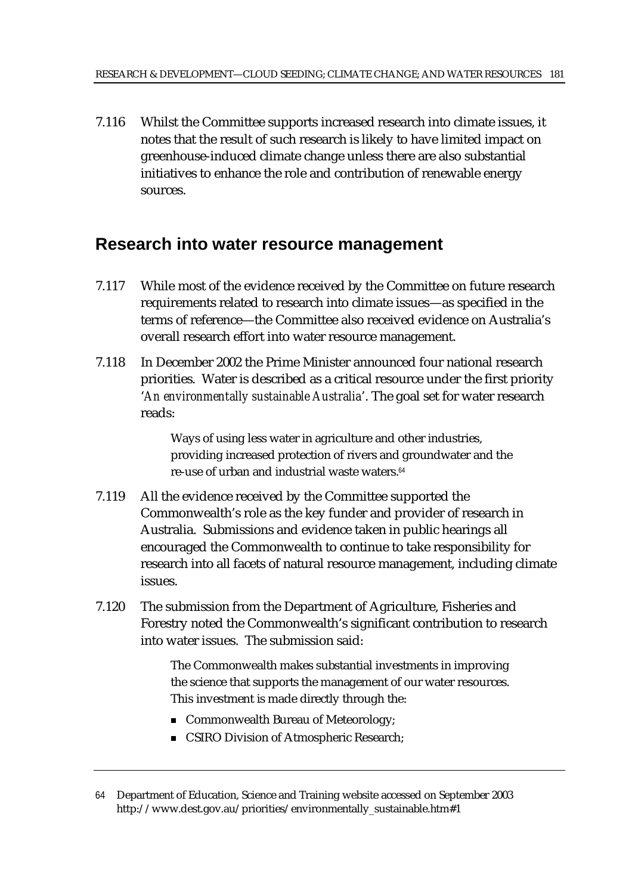7.116 Whilst the Committee supports increased research into climate issues, it notes that the result of such research is likely to have limited impact on greenhouse-induced climate change unless there are also substantial initiatives to enhance the role and contribution of renewable energy sources.

## Research into water resource management

7.117 While most of the evidence received by the Committee on future research requirements related to research into climate issues—as specified in the terms of reference—the Committee also received evidence on Australia's overall research effort into water resource management.

7.118 In December 2002 the Prime Minister announced four national research priorities. Water is described as a critical resource under the first priority '*An environmentally sustainable Australia*'. The goal set for water research reads:

> Ways of using less water in agriculture and other industries, providing increased protection of rivers and groundwater and the re-use of urban and industrial waste waters.[64]

7.119 All the evidence received by the Committee supported the Commonwealth's role as the key funder and provider of research in Australia. Submissions and evidence taken in public hearings all encouraged the Commonwealth to continue to take responsibility for research into all facets of natural resource management, including climate issues.

7.120 The submission from the Department of Agriculture, Fisheries and Forestry noted the Commonwealth's significant contribution to research into water issues. The submission said:

> The Commonwealth makes substantial investments in improving the science that supports the management of our water resources. This investment is made directly through the:
>
> - Commonwealth Bureau of Meteorology;
> - CSIRO Division of Atmospheric Research;

64 Department of Education, Science and Training website accessed on September 2003 http://www.dest.gov.au/priorities/environmentally_sustainable.htm#1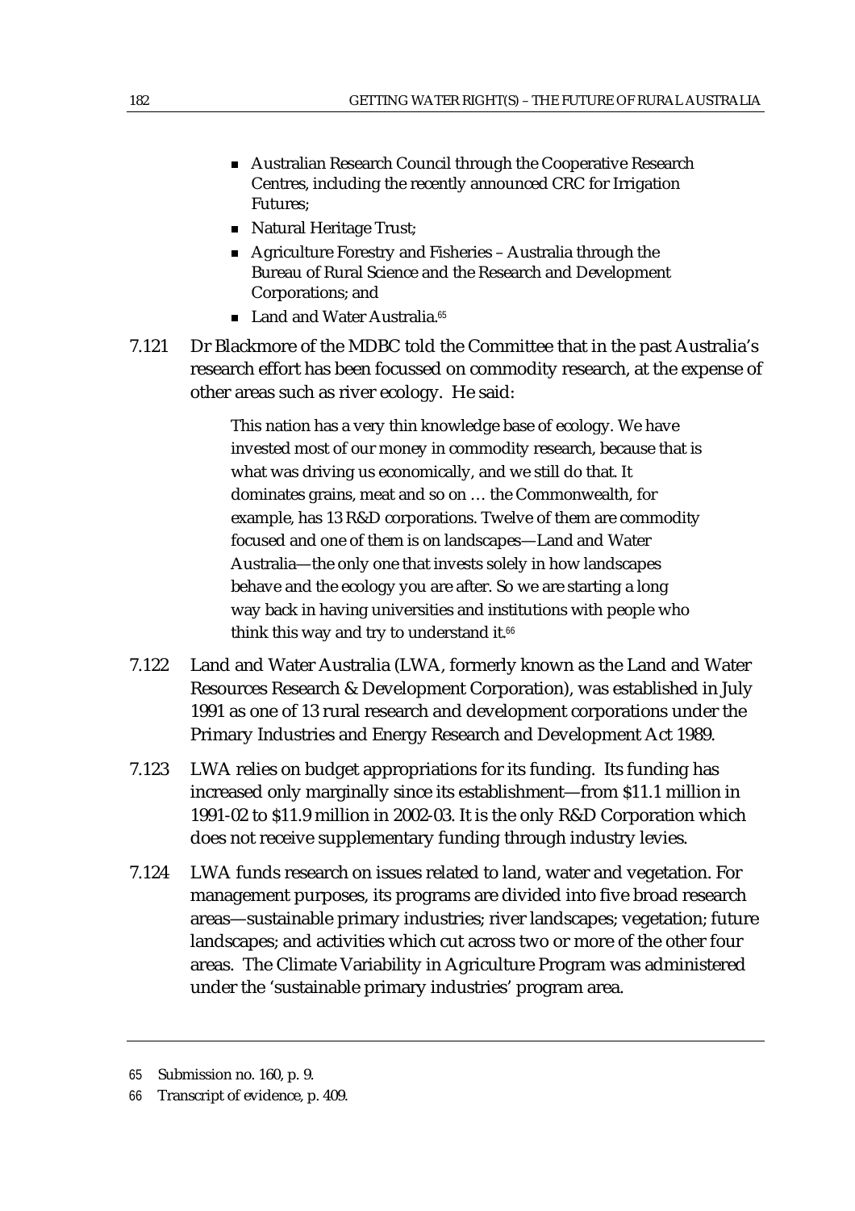- Australian Research Council through the Cooperative Research Centres, including the recently announced CRC for Irrigation Futures;
- Natural Heritage Trust;
- Agriculture Forestry and Fisheries – Australia through the Bureau of Rural Science and the Research and Development Corporations; and
- Land and Water Australia.[65]

7.121 Dr Blackmore of the MDBC told the Committee that in the past Australia's research effort has been focussed on commodity research, at the expense of other areas such as river ecology. He said:

> This nation has a very thin knowledge base of ecology. We have invested most of our money in commodity research, because that is what was driving us economically, and we still do that. It dominates grains, meat and so on … the Commonwealth, for example, has 13 R&D corporations. Twelve of them are commodity focused and one of them is on landscapes—Land and Water Australia—the only one that invests solely in how landscapes behave and the ecology you are after. So we are starting a long way back in having universities and institutions with people who think this way and try to understand it.[66]

7.122 Land and Water Australia (LWA, formerly known as the Land and Water Resources Research & Development Corporation), was established in July 1991 as one of 13 rural research and development corporations under the Primary Industries and Energy Research and Development Act 1989.

7.123 LWA relies on budget appropriations for its funding. Its funding has increased only marginally since its establishment—from $11.1 million in 1991-02 to $11.9 million in 2002-03. It is the only R&D Corporation which does not receive supplementary funding through industry levies.

7.124 LWA funds research on issues related to land, water and vegetation. For management purposes, its programs are divided into five broad research areas—sustainable primary industries; river landscapes; vegetation; future landscapes; and activities which cut across two or more of the other four areas. The Climate Variability in Agriculture Program was administered under the 'sustainable primary industries' program area.

---

65 Submission no. 160, p. 9.

66 Transcript of evidence, p. 409.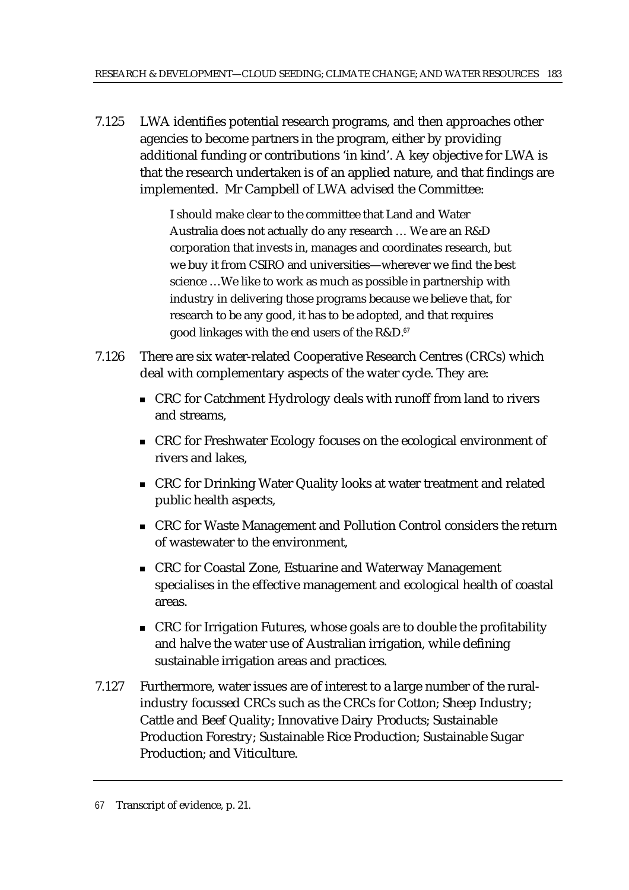7.125 LWA identifies potential research programs, and then approaches other agencies to become partners in the program, either by providing additional funding or contributions 'in kind'. A key objective for LWA is that the research undertaken is of an applied nature, and that findings are implemented. Mr Campbell of LWA advised the Committee:

> I should make clear to the committee that Land and Water Australia does not actually do any research … We are an R&D corporation that invests in, manages and coordinates research, but we buy it from CSIRO and universities—wherever we find the best science …We like to work as much as possible in partnership with industry in delivering those programs because we believe that, for research to be any good, it has to be adopted, and that requires good linkages with the end users of the R&D.[67]

7.126 There are six water-related Cooperative Research Centres (CRCs) which deal with complementary aspects of the water cycle. They are:

- CRC for Catchment Hydrology deals with runoff from land to rivers and streams,
- CRC for Freshwater Ecology focuses on the ecological environment of rivers and lakes,
- CRC for Drinking Water Quality looks at water treatment and related public health aspects,
- CRC for Waste Management and Pollution Control considers the return of wastewater to the environment,
- CRC for Coastal Zone, Estuarine and Waterway Management specialises in the effective management and ecological health of coastal areas.
- CRC for Irrigation Futures, whose goals are to double the profitability and halve the water use of Australian irrigation, while defining sustainable irrigation areas and practices.

7.127 Furthermore, water issues are of interest to a large number of the rural-industry focussed CRCs such as the CRCs for Cotton; Sheep Industry; Cattle and Beef Quality; Innovative Dairy Products; Sustainable Production Forestry; Sustainable Rice Production; Sustainable Sugar Production; and Viticulture.

---

67 Transcript of evidence, p. 21.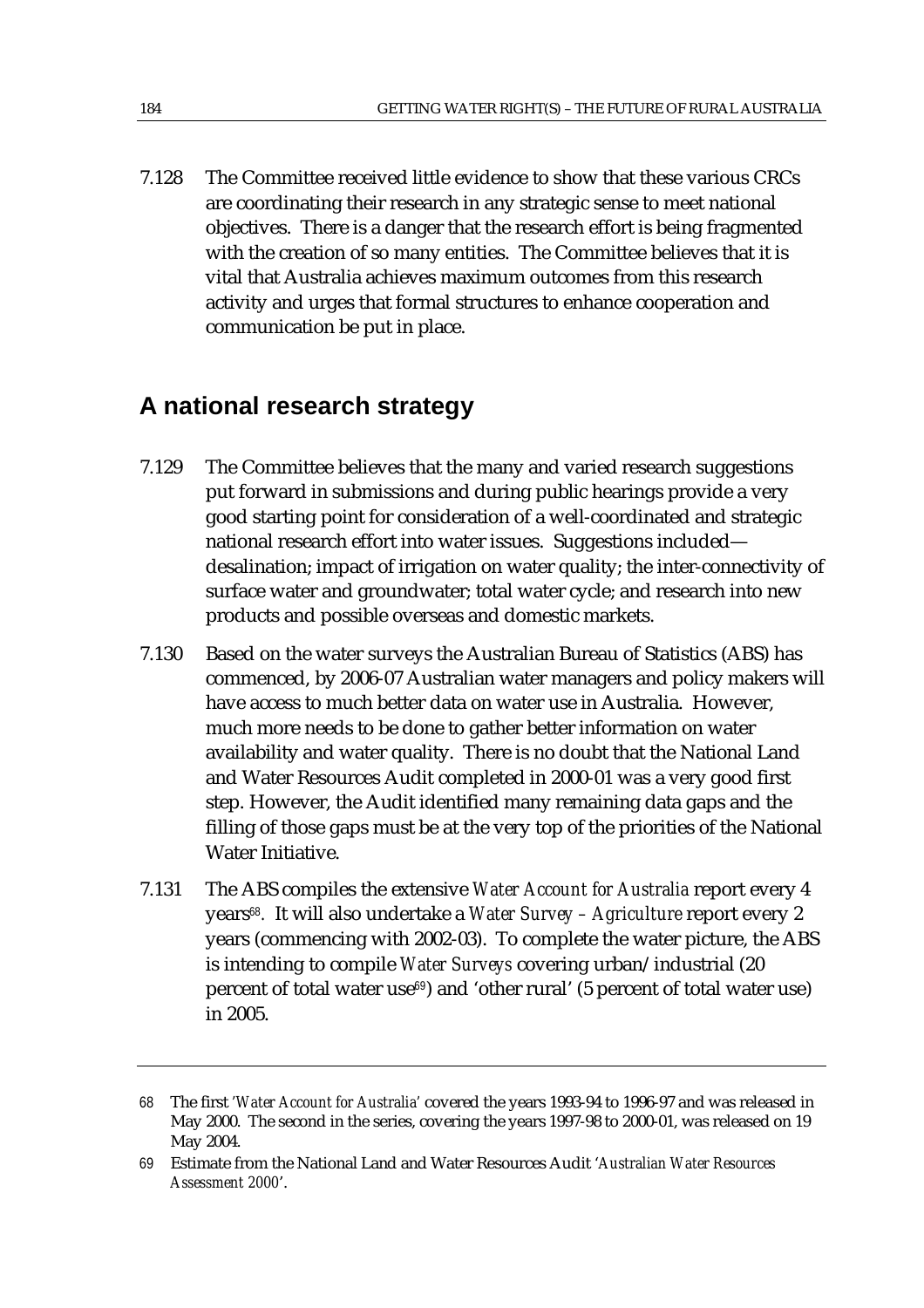7.128 The Committee received little evidence to show that these various CRCs are coordinating their research in any strategic sense to meet national objectives. There is a danger that the research effort is being fragmented with the creation of so many entities. The Committee believes that it is vital that Australia achieves maximum outcomes from this research activity and urges that formal structures to enhance cooperation and communication be put in place.

## A national research strategy

7.129 The Committee believes that the many and varied research suggestions put forward in submissions and during public hearings provide a very good starting point for consideration of a well-coordinated and strategic national research effort into water issues. Suggestions included—desalination; impact of irrigation on water quality; the inter-connectivity of surface water and groundwater; total water cycle; and research into new products and possible overseas and domestic markets.

7.130 Based on the water surveys the Australian Bureau of Statistics (ABS) has commenced, by 2006-07 Australian water managers and policy makers will have access to much better data on water use in Australia. However, much more needs to be done to gather better information on water availability and water quality. There is no doubt that the National Land and Water Resources Audit completed in 2000-01 was a very good first step. However, the Audit identified many remaining data gaps and the filling of those gaps must be at the very top of the priorities of the National Water Initiative.

7.131 The ABS compiles the extensive *Water Account for Australia* report every 4 years[68]. It will also undertake a *Water Survey – Agriculture* report every 2 years (commencing with 2002-03). To complete the water picture, the ABS is intending to compile *Water Surveys* covering urban/industrial (20 percent of total water use[69]) and 'other rural' (5 percent of total water use) in 2005.

---

68 The first '*Water Account for Australia*' covered the years 1993-94 to 1996-97 and was released in May 2000. The second in the series, covering the years 1997-98 to 2000-01, was released on 19 May 2004.

69 Estimate from the National Land and Water Resources Audit '*Australian Water Resources Assessment 2000*'.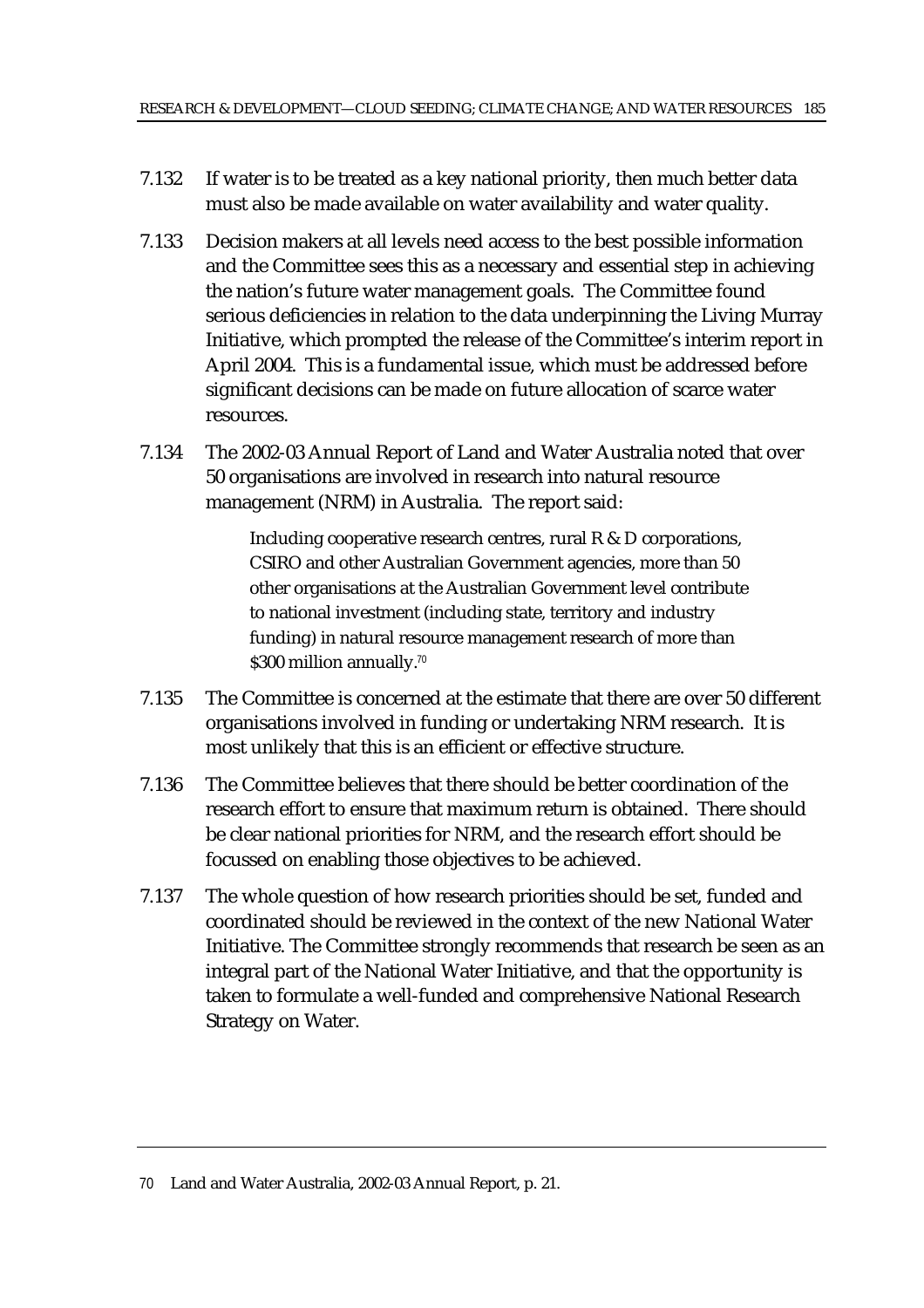7.132 If water is to be treated as a key national priority, then much better data must also be made available on water availability and water quality.

7.133 Decision makers at all levels need access to the best possible information and the Committee sees this as a necessary and essential step in achieving the nation's future water management goals. The Committee found serious deficiencies in relation to the data underpinning the Living Murray Initiative, which prompted the release of the Committee's interim report in April 2004. This is a fundamental issue, which must be addressed before significant decisions can be made on future allocation of scarce water resources.

7.134 The 2002-03 Annual Report of Land and Water Australia noted that over 50 organisations are involved in research into natural resource management (NRM) in Australia. The report said:

> Including cooperative research centres, rural R & D corporations, CSIRO and other Australian Government agencies, more than 50 other organisations at the Australian Government level contribute to national investment (including state, territory and industry funding) in natural resource management research of more than $300 million annually.[70]

7.135 The Committee is concerned at the estimate that there are over 50 different organisations involved in funding or undertaking NRM research. It is most unlikely that this is an efficient or effective structure.

7.136 The Committee believes that there should be better coordination of the research effort to ensure that maximum return is obtained. There should be clear national priorities for NRM, and the research effort should be focussed on enabling those objectives to be achieved.

7.137 The whole question of how research priorities should be set, funded and coordinated should be reviewed in the context of the new National Water Initiative. The Committee strongly recommends that research be seen as an integral part of the National Water Initiative, and that the opportunity is taken to formulate a well-funded and comprehensive National Research Strategy on Water.

---

70 Land and Water Australia, 2002-03 Annual Report, p. 21.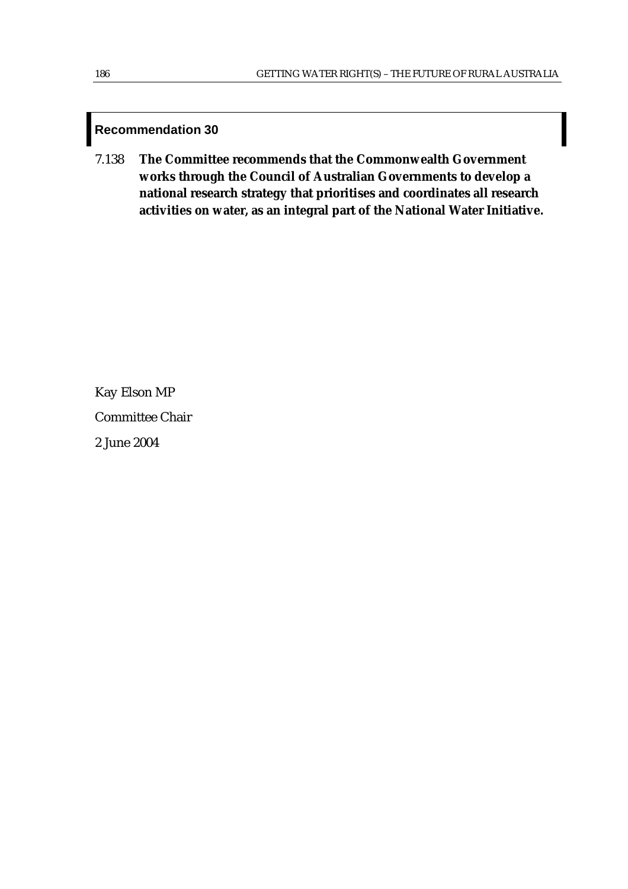### Recommendation 30

7.138 **The Committee recommends that the Commonwealth Government works through the Council of Australian Governments to develop a national research strategy that prioritises and coordinates all research activities on water, as an integral part of the National Water Initiative.**

Kay Elson MP

Committee Chair

2 June 2004